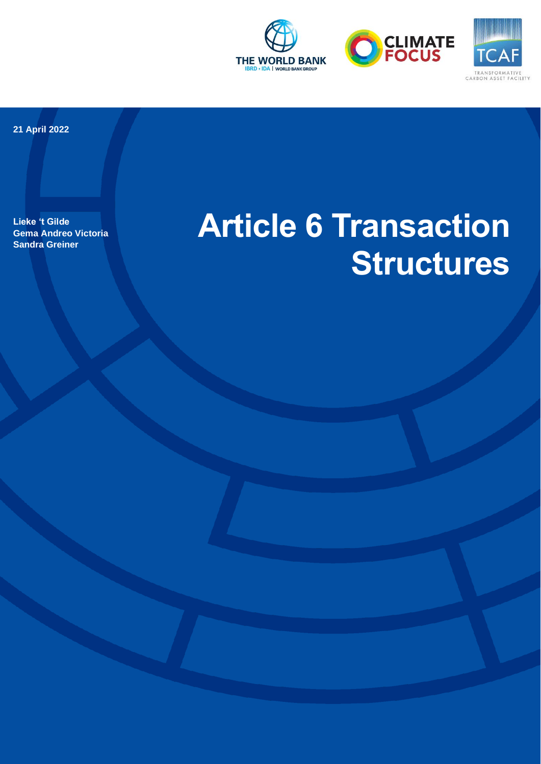THE WORLD BANK
IBRD • IDA | WORLD BANK GROUP

CLIMATE FOCUS

TCAF
TRANSFORMATIVE CARBON ASSET FACILITY

21 April 2022

Lieke 't Gilde
Gema Andreo Victoria
Sandra Greiner

# Article 6 Transaction Structures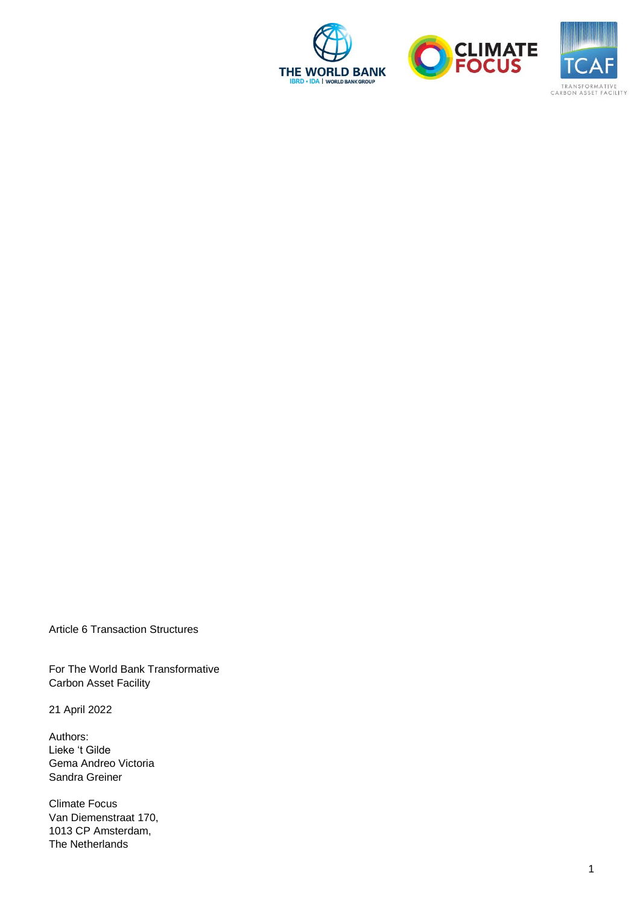Article 6 Transaction Structures

For The World Bank Transformative Carbon Asset Facility

21 April 2022

Authors:
Lieke 't Gilde
Gema Andreo Victoria
Sandra Greiner

Climate Focus
Van Diemenstraat 170,
1013 CP Amsterdam,
The Netherlands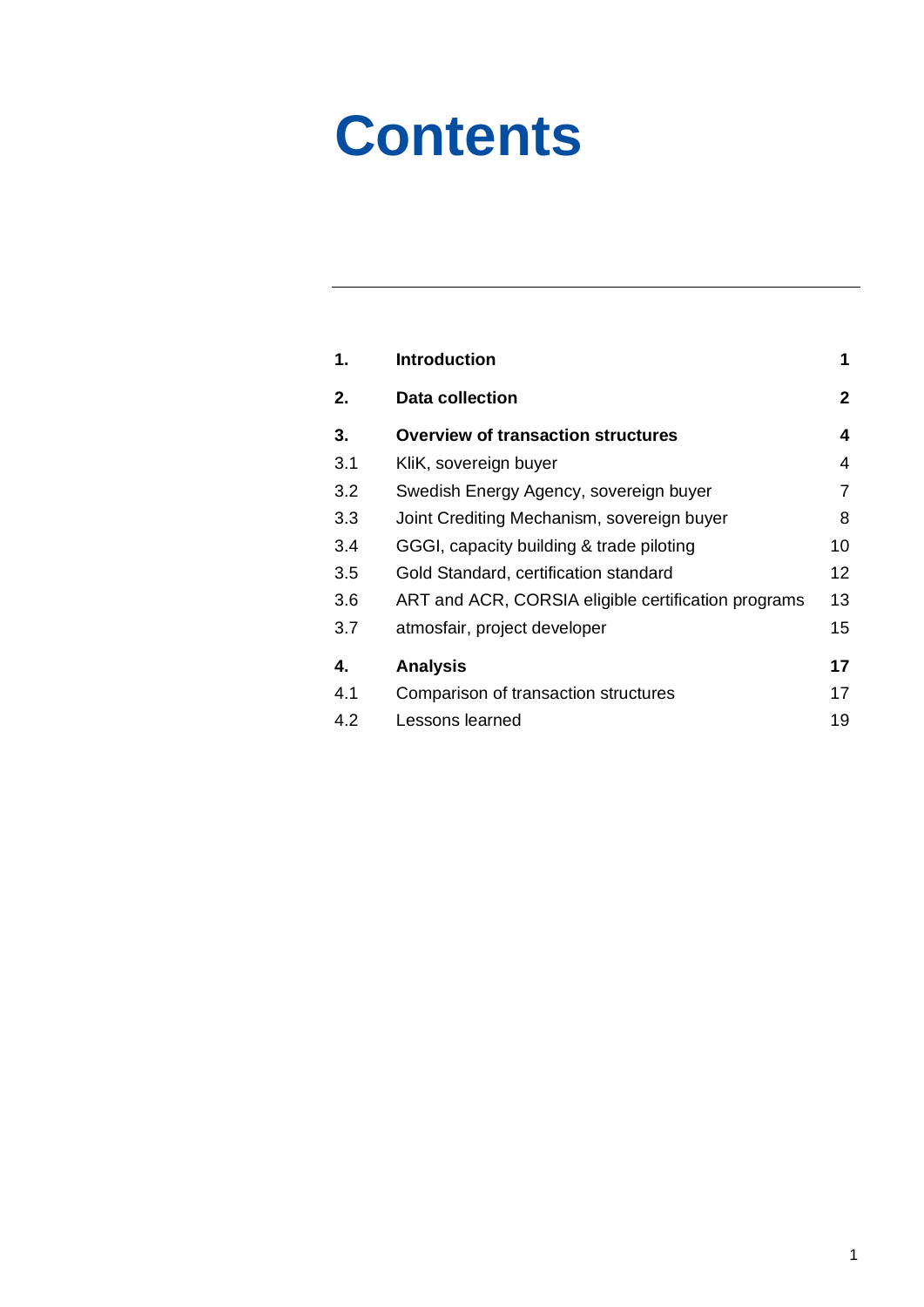# Contents

| | | |
|---|---|---|
| **1.** | **Introduction** | **1** |
| **2.** | **Data collection** | **2** |
| **3.** | **Overview of transaction structures** | **4** |
| 3.1 | KliK, sovereign buyer | 4 |
| 3.2 | Swedish Energy Agency, sovereign buyer | 7 |
| 3.3 | Joint Crediting Mechanism, sovereign buyer | 8 |
| 3.4 | GGGI, capacity building & trade piloting | 10 |
| 3.5 | Gold Standard, certification standard | 12 |
| 3.6 | ART and ACR, CORSIA eligible certification programs | 13 |
| 3.7 | atmosfair, project developer | 15 |
| **4.** | **Analysis** | **17** |
| 4.1 | Comparison of transaction structures | 17 |
| 4.2 | Lessons learned | 19 |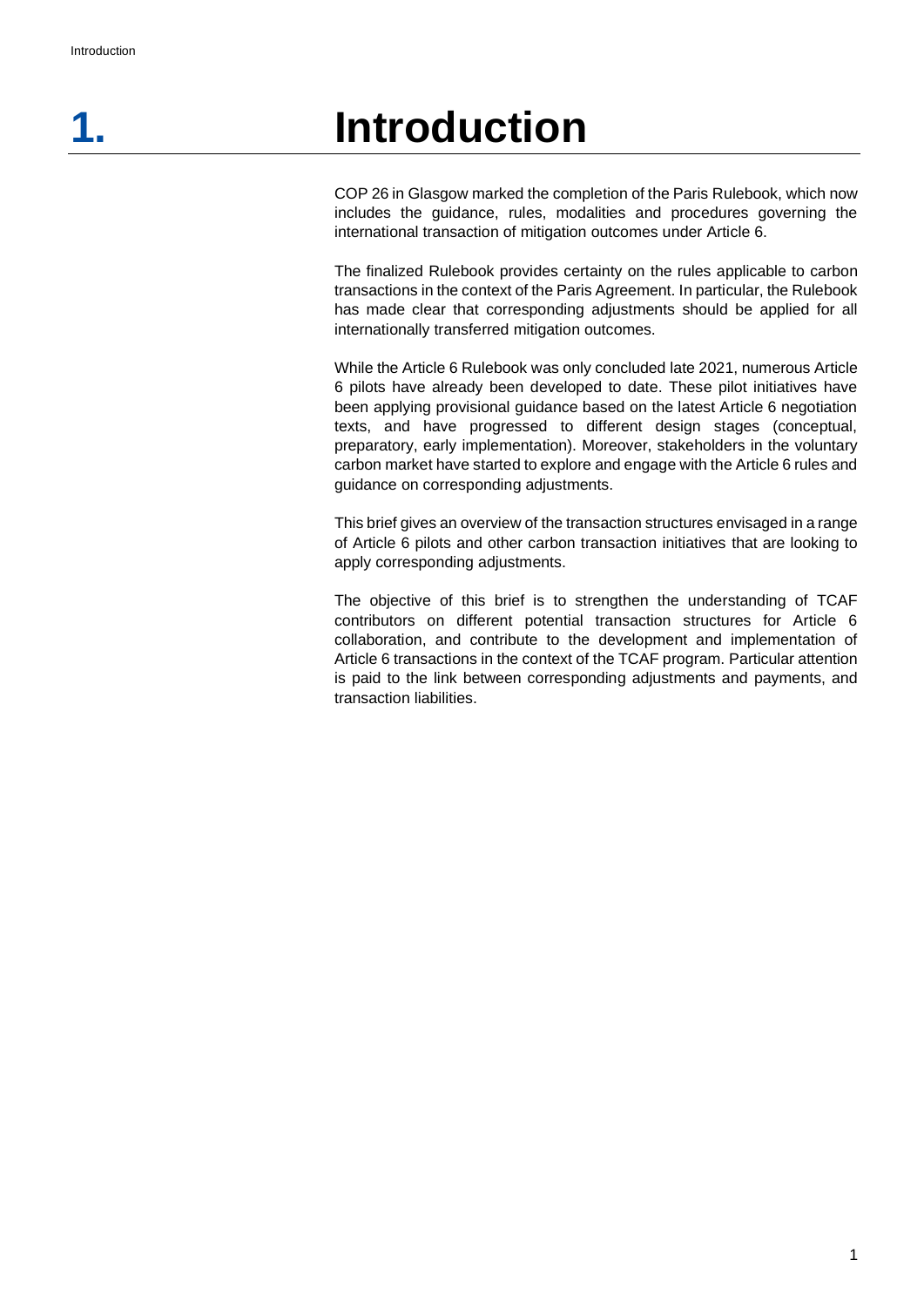# 1. Introduction

COP 26 in Glasgow marked the completion of the Paris Rulebook, which now includes the guidance, rules, modalities and procedures governing the international transaction of mitigation outcomes under Article 6.

The finalized Rulebook provides certainty on the rules applicable to carbon transactions in the context of the Paris Agreement. In particular, the Rulebook has made clear that corresponding adjustments should be applied for all internationally transferred mitigation outcomes.

While the Article 6 Rulebook was only concluded late 2021, numerous Article 6 pilots have already been developed to date. These pilot initiatives have been applying provisional guidance based on the latest Article 6 negotiation texts, and have progressed to different design stages (conceptual, preparatory, early implementation). Moreover, stakeholders in the voluntary carbon market have started to explore and engage with the Article 6 rules and guidance on corresponding adjustments.

This brief gives an overview of the transaction structures envisaged in a range of Article 6 pilots and other carbon transaction initiatives that are looking to apply corresponding adjustments.

The objective of this brief is to strengthen the understanding of TCAF contributors on different potential transaction structures for Article 6 collaboration, and contribute to the development and implementation of Article 6 transactions in the context of the TCAF program. Particular attention is paid to the link between corresponding adjustments and payments, and transaction liabilities.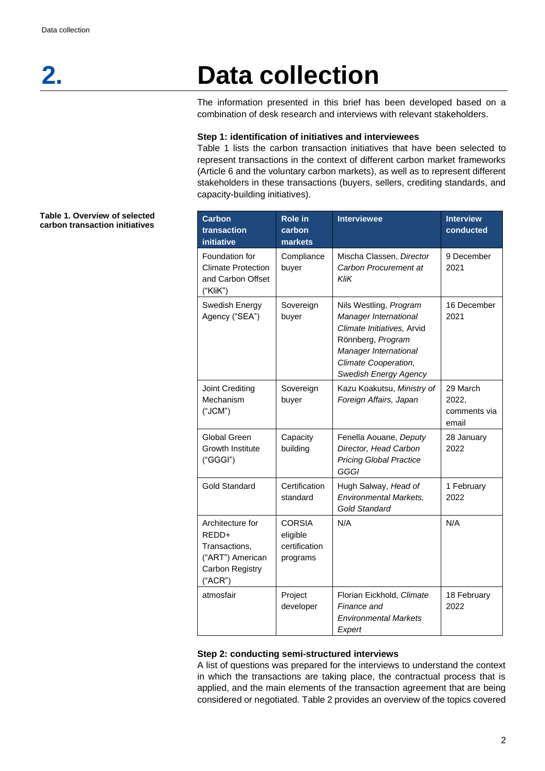# 2. Data collection

The information presented in this brief has been developed based on a combination of desk research and interviews with relevant stakeholders.

**Step 1: identification of initiatives and interviewees**

Table 1 lists the carbon transaction initiatives that have been selected to represent transactions in the context of different carbon market frameworks (Article 6 and the voluntary carbon markets), as well as to represent different stakeholders in these transactions (buyers, sellers, crediting standards, and capacity-building initiatives).

**Table 1. Overview of selected carbon transaction initiatives**

| Carbon transaction initiative | Role in carbon markets | Interviewee | Interview conducted |
|---|---|---|---|
| Foundation for Climate Protection and Carbon Offset ("KliK") | Compliance buyer | Mischa Classen, *Director Carbon Procurement at KliK* | 9 December 2021 |
| Swedish Energy Agency ("SEA") | Sovereign buyer | Nils Westling, *Program Manager International Climate Initiatives,* Arvid Rönnberg, *Program Manager International Climate Cooperation, Swedish Energy Agency* | 16 December 2021 |
| Joint Crediting Mechanism ("JCM") | Sovereign buyer | Kazu Koakutsu, *Ministry of Foreign Affairs, Japan* | 29 March 2022, comments via email |
| Global Green Growth Institute ("GGGI") | Capacity building | Fenella Aouane, *Deputy Director, Head Carbon Pricing Global Practice GGGI* | 28 January 2022 |
| Gold Standard | Certification standard | Hugh Salway, *Head of Environmental Markets, Gold Standard* | 1 February 2022 |
| Architecture for REDD+ Transactions, ("ART") American Carbon Registry ("ACR") | CORSIA eligible certification programs | N/A | N/A |
| atmosfair | Project developer | Florian Eickhold, *Climate Finance and Environmental Markets Expert* | 18 February 2022 |

**Step 2: conducting semi-structured interviews**

A list of questions was prepared for the interviews to understand the context in which the transactions are taking place, the contractual process that is applied, and the main elements of the transaction agreement that are being considered or negotiated. Table 2 provides an overview of the topics covered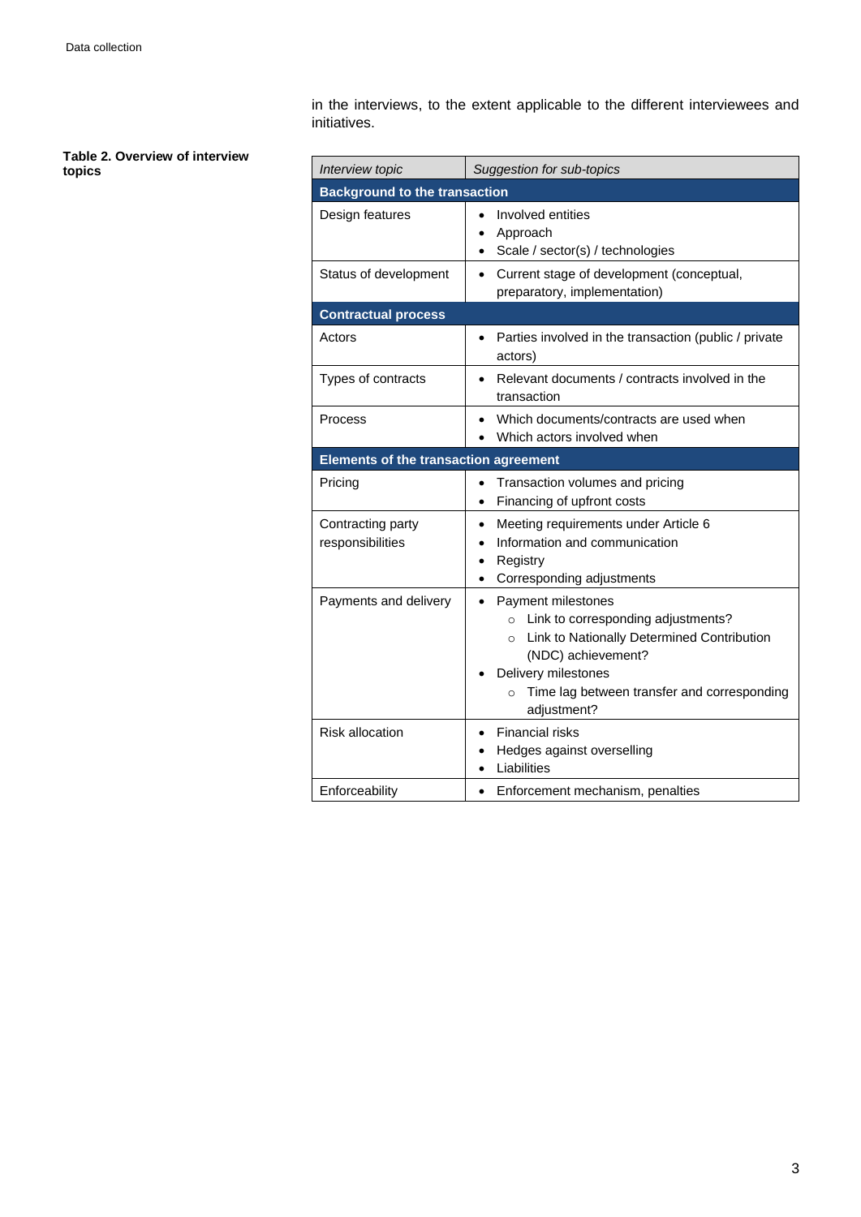in the interviews, to the extent applicable to the different interviewees and initiatives.

**Table 2. Overview of interview topics**

| *Interview topic* | *Suggestion for sub-topics* |
|---|---|
| **Background to the transaction** | |
| Design features | • Involved entities<br>• Approach<br>• Scale / sector(s) / technologies |
| Status of development | • Current stage of development (conceptual, preparatory, implementation) |
| **Contractual process** | |
| Actors | • Parties involved in the transaction (public / private actors) |
| Types of contracts | • Relevant documents / contracts involved in the transaction |
| Process | • Which documents/contracts are used when<br>• Which actors involved when |
| **Elements of the transaction agreement** | |
| Pricing | • Transaction volumes and pricing<br>• Financing of upfront costs |
| Contracting party responsibilities | • Meeting requirements under Article 6<br>• Information and communication<br>• Registry<br>• Corresponding adjustments |
| Payments and delivery | • Payment milestones<br>  ○ Link to corresponding adjustments?<br>  ○ Link to Nationally Determined Contribution (NDC) achievement?<br>• Delivery milestones<br>  ○ Time lag between transfer and corresponding adjustment? |
| Risk allocation | • Financial risks<br>• Hedges against overselling<br>• Liabilities |
| Enforceability | • Enforcement mechanism, penalties |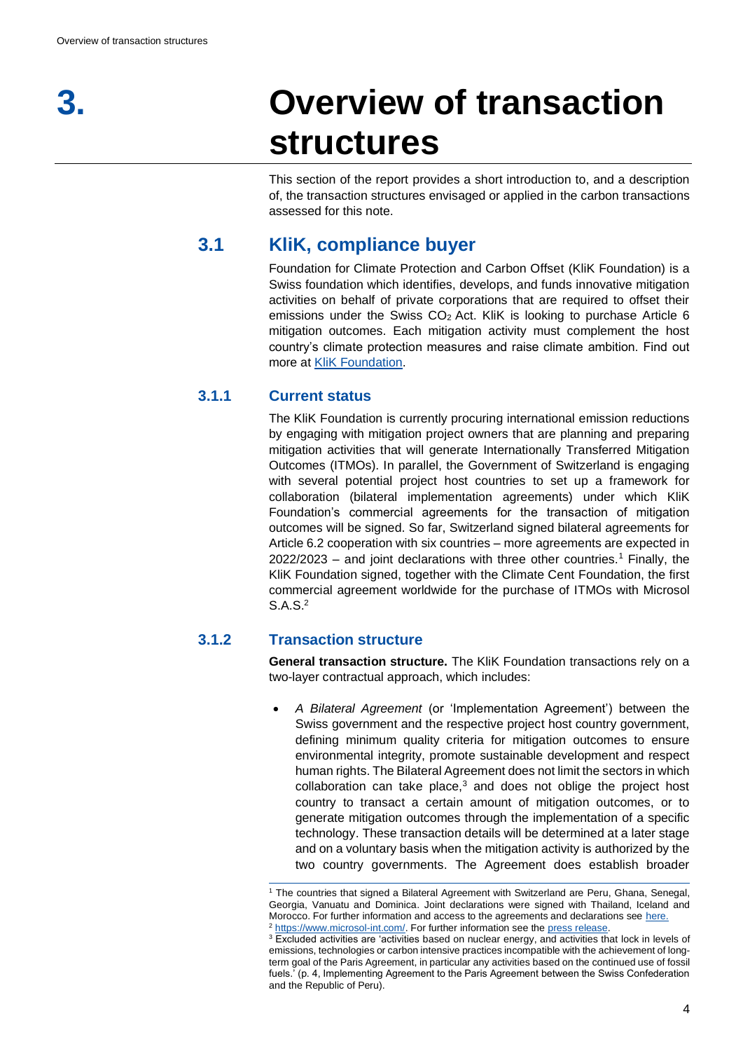# 3. Overview of transaction structures

This section of the report provides a short introduction to, and a description of, the transaction structures envisaged or applied in the carbon transactions assessed for this note.

## 3.1 KliK, compliance buyer

Foundation for Climate Protection and Carbon Offset (KliK Foundation) is a Swiss foundation which identifies, develops, and funds innovative mitigation activities on behalf of private corporations that are required to offset their emissions under the Swiss $CO_2$ Act. KliK is looking to purchase Article 6 mitigation outcomes. Each mitigation activity must complement the host country's climate protection measures and raise climate ambition. Find out more at KliK Foundation.

### 3.1.1 Current status

The KliK Foundation is currently procuring international emission reductions by engaging with mitigation project owners that are planning and preparing mitigation activities that will generate Internationally Transferred Mitigation Outcomes (ITMOs). In parallel, the Government of Switzerland is engaging with several potential project host countries to set up a framework for collaboration (bilateral implementation agreements) under which KliK Foundation's commercial agreements for the transaction of mitigation outcomes will be signed. So far, Switzerland signed bilateral agreements for Article 6.2 cooperation with six countries – more agreements are expected in 2022/2023 – and joint declarations with three other countries.[1] Finally, the KliK Foundation signed, together with the Climate Cent Foundation, the first commercial agreement worldwide for the purchase of ITMOs with Microsol S.A.S.[2]

### 3.1.2 Transaction structure

**General transaction structure.** The KliK Foundation transactions rely on a two-layer contractual approach, which includes:

- *A Bilateral Agreement* (or 'Implementation Agreement') between the Swiss government and the respective project host country government, defining minimum quality criteria for mitigation outcomes to ensure environmental integrity, promote sustainable development and respect human rights. The Bilateral Agreement does not limit the sectors in which collaboration can take place,[3] and does not oblige the project host country to transact a certain amount of mitigation outcomes, or to generate mitigation outcomes through the implementation of a specific technology. These transaction details will be determined at a later stage and on a voluntary basis when the mitigation activity is authorized by the two country governments. The Agreement does establish broader

---

[1] The countries that signed a Bilateral Agreement with Switzerland are Peru, Ghana, Senegal, Georgia, Vanuatu and Dominica. Joint declarations were signed with Thailand, Iceland and Morocco. For further information and access to the agreements and declarations see here.

[2] https://www.microsol-int.com/. For further information see the press release.

[3] Excluded activities are 'activities based on nuclear energy, and activities that lock in levels of emissions, technologies or carbon intensive practices incompatible with the achievement of long-term goal of the Paris Agreement, in particular any activities based on the continued use of fossil fuels.' (p. 4, Implementing Agreement to the Paris Agreement between the Swiss Confederation and the Republic of Peru).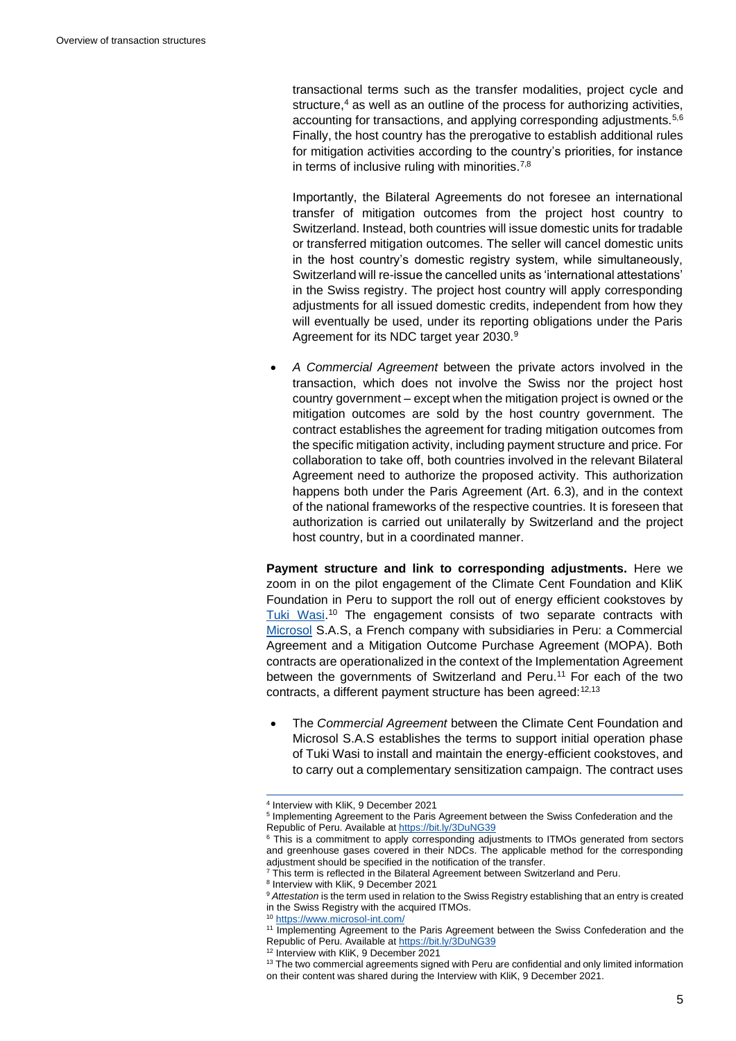transactional terms such as the transfer modalities, project cycle and structure,[4] as well as an outline of the process for authorizing activities, accounting for transactions, and applying corresponding adjustments.[5,6] Finally, the host country has the prerogative to establish additional rules for mitigation activities according to the country's priorities, for instance in terms of inclusive ruling with minorities.[7,8]

Importantly, the Bilateral Agreements do not foresee an international transfer of mitigation outcomes from the project host country to Switzerland. Instead, both countries will issue domestic units for tradable or transferred mitigation outcomes. The seller will cancel domestic units in the host country's domestic registry system, while simultaneously, Switzerland will re-issue the cancelled units as 'international attestations' in the Swiss registry. The project host country will apply corresponding adjustments for all issued domestic credits, independent from how they will eventually be used, under its reporting obligations under the Paris Agreement for its NDC target year 2030.[9]

- *A Commercial Agreement* between the private actors involved in the transaction, which does not involve the Swiss nor the project host country government – except when the mitigation project is owned or the mitigation outcomes are sold by the host country government. The contract establishes the agreement for trading mitigation outcomes from the specific mitigation activity, including payment structure and price. For collaboration to take off, both countries involved in the relevant Bilateral Agreement need to authorize the proposed activity. This authorization happens both under the Paris Agreement (Art. 6.3), and in the context of the national frameworks of the respective countries. It is foreseen that authorization is carried out unilaterally by Switzerland and the project host country, but in a coordinated manner.

**Payment structure and link to corresponding adjustments.** Here we zoom in on the pilot engagement of the Climate Cent Foundation and KliK Foundation in Peru to support the roll out of energy efficient cookstoves by Tuki Wasi.[10] The engagement consists of two separate contracts with Microsol S.A.S, a French company with subsidiaries in Peru: a Commercial Agreement and a Mitigation Outcome Purchase Agreement (MOPA). Both contracts are operationalized in the context of the Implementation Agreement between the governments of Switzerland and Peru.[11] For each of the two contracts, a different payment structure has been agreed:[12,13]

- The *Commercial Agreement* between the Climate Cent Foundation and Microsol S.A.S establishes the terms to support initial operation phase of Tuki Wasi to install and maintain the energy-efficient cookstoves, and to carry out a complementary sensitization campaign. The contract uses

---

[4] Interview with KliK, 9 December 2021

[5] Implementing Agreement to the Paris Agreement between the Swiss Confederation and the Republic of Peru. Available at https://bit.ly/3DuNG39

[6] This is a commitment to apply corresponding adjustments to ITMOs generated from sectors and greenhouse gases covered in their NDCs. The applicable method for the corresponding adjustment should be specified in the notification of the transfer.

[7] This term is reflected in the Bilateral Agreement between Switzerland and Peru.

[8] Interview with KliK, 9 December 2021

[9] *Attestation* is the term used in relation to the Swiss Registry establishing that an entry is created in the Swiss Registry with the acquired ITMOs.

[10] https://www.microsol-int.com/

[11] Implementing Agreement to the Paris Agreement between the Swiss Confederation and the Republic of Peru. Available at https://bit.ly/3DuNG39

[12] Interview with KliK, 9 December 2021

[13] The two commercial agreements signed with Peru are confidential and only limited information on their content was shared during the Interview with KliK, 9 December 2021.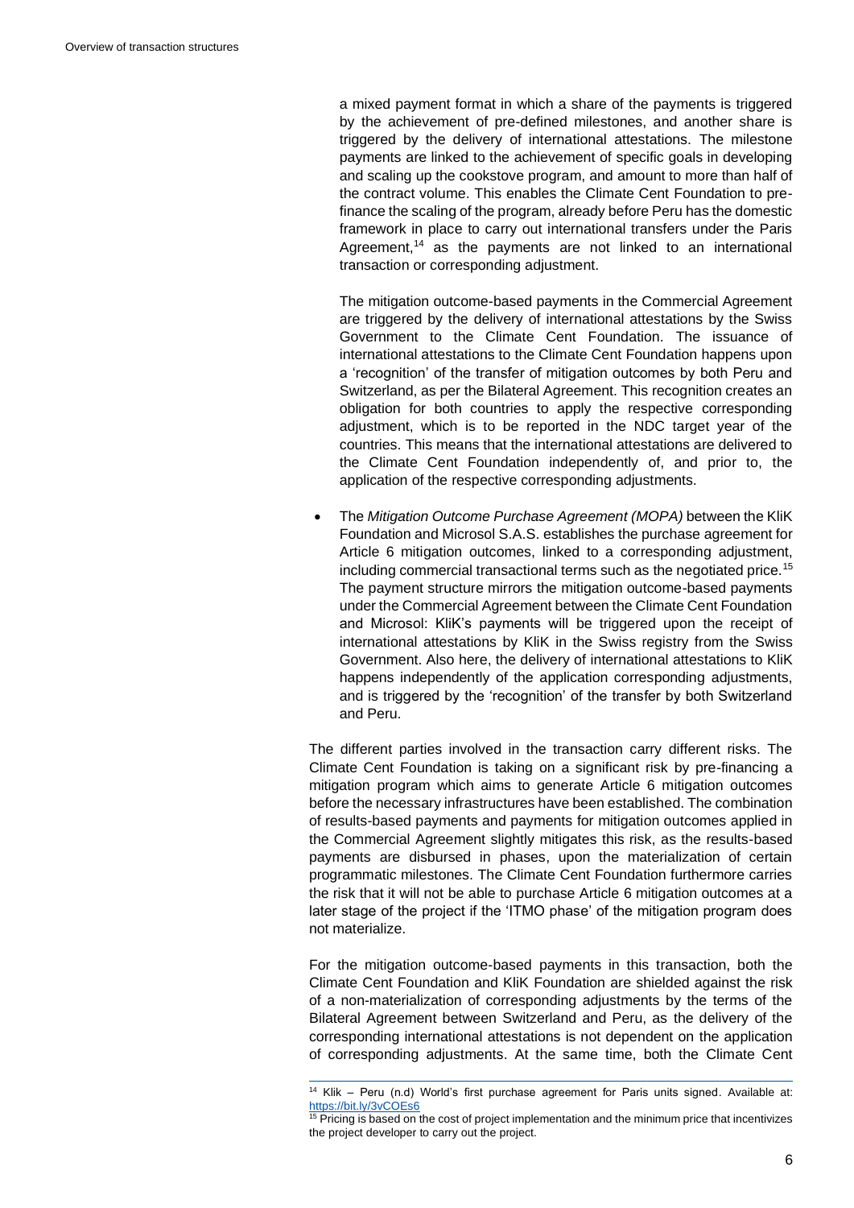a mixed payment format in which a share of the payments is triggered by the achievement of pre-defined milestones, and another share is triggered by the delivery of international attestations. The milestone payments are linked to the achievement of specific goals in developing and scaling up the cookstove program, and amount to more than half of the contract volume. This enables the Climate Cent Foundation to pre-finance the scaling of the program, already before Peru has the domestic framework in place to carry out international transfers under the Paris Agreement,[14] as the payments are not linked to an international transaction or corresponding adjustment.

The mitigation outcome-based payments in the Commercial Agreement are triggered by the delivery of international attestations by the Swiss Government to the Climate Cent Foundation. The issuance of international attestations to the Climate Cent Foundation happens upon a 'recognition' of the transfer of mitigation outcomes by both Peru and Switzerland, as per the Bilateral Agreement. This recognition creates an obligation for both countries to apply the respective corresponding adjustment, which is to be reported in the NDC target year of the countries. This means that the international attestations are delivered to the Climate Cent Foundation independently of, and prior to, the application of the respective corresponding adjustments.

- The *Mitigation Outcome Purchase Agreement (MOPA)* between the KliK Foundation and Microsol S.A.S. establishes the purchase agreement for Article 6 mitigation outcomes, linked to a corresponding adjustment, including commercial transactional terms such as the negotiated price.[15] The payment structure mirrors the mitigation outcome-based payments under the Commercial Agreement between the Climate Cent Foundation and Microsol: KliK's payments will be triggered upon the receipt of international attestations by KliK in the Swiss registry from the Swiss Government. Also here, the delivery of international attestations to KliK happens independently of the application corresponding adjustments, and is triggered by the 'recognition' of the transfer by both Switzerland and Peru.

The different parties involved in the transaction carry different risks. The Climate Cent Foundation is taking on a significant risk by pre-financing a mitigation program which aims to generate Article 6 mitigation outcomes before the necessary infrastructures have been established. The combination of results-based payments and payments for mitigation outcomes applied in the Commercial Agreement slightly mitigates this risk, as the results-based payments are disbursed in phases, upon the materialization of certain programmatic milestones. The Climate Cent Foundation furthermore carries the risk that it will not be able to purchase Article 6 mitigation outcomes at a later stage of the project if the 'ITMO phase' of the mitigation program does not materialize.

For the mitigation outcome-based payments in this transaction, both the Climate Cent Foundation and KliK Foundation are shielded against the risk of a non-materialization of corresponding adjustments by the terms of the Bilateral Agreement between Switzerland and Peru, as the delivery of the corresponding international attestations is not dependent on the application of corresponding adjustments. At the same time, both the Climate Cent

[14] Klik – Peru (n.d) World's first purchase agreement for Paris units signed. Available at: https://bit.ly/3vCOEs6

[15] Pricing is based on the cost of project implementation and the minimum price that incentivizes the project developer to carry out the project.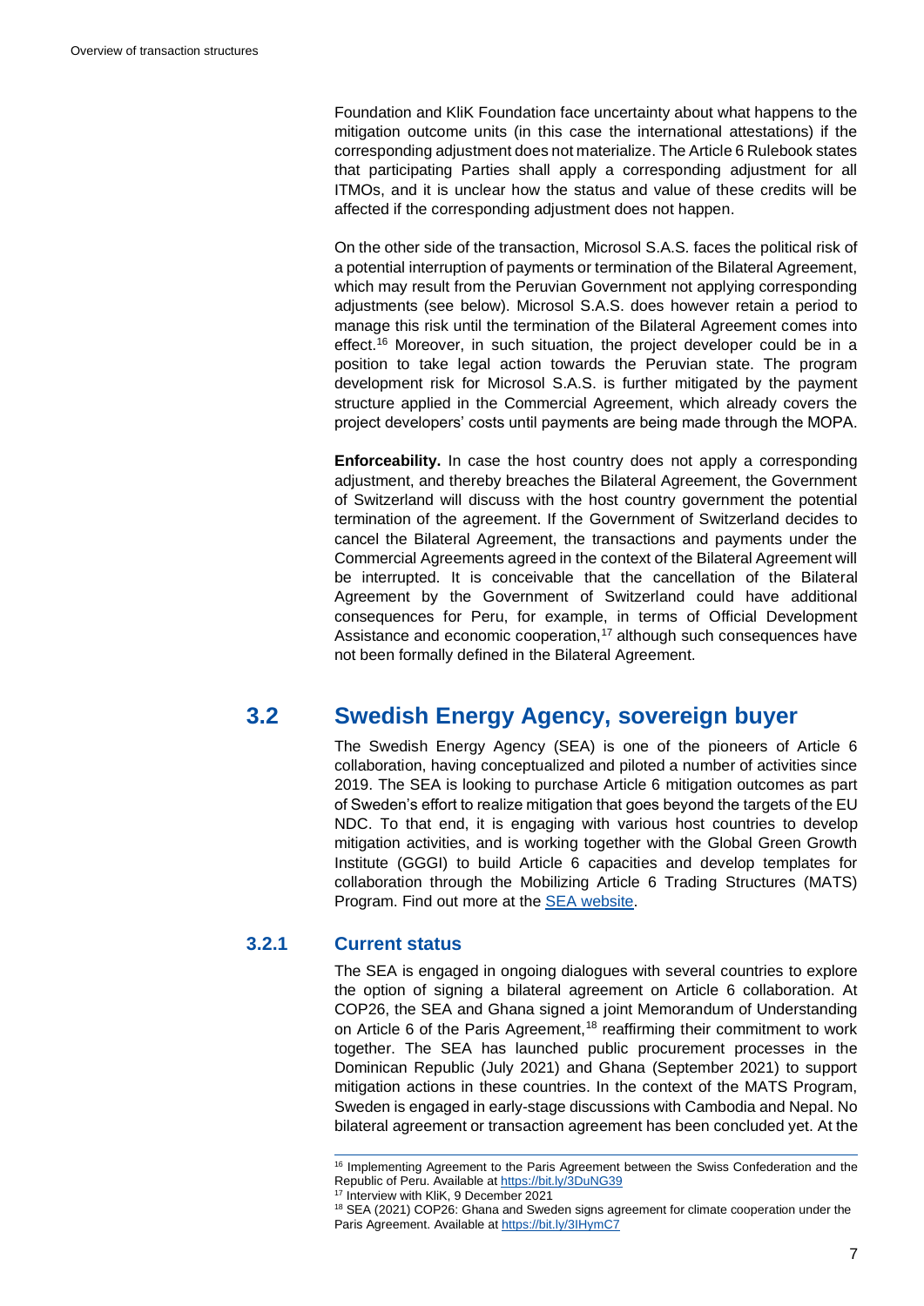Foundation and KliK Foundation face uncertainty about what happens to the mitigation outcome units (in this case the international attestations) if the corresponding adjustment does not materialize. The Article 6 Rulebook states that participating Parties shall apply a corresponding adjustment for all ITMOs, and it is unclear how the status and value of these credits will be affected if the corresponding adjustment does not happen.

On the other side of the transaction, Microsol S.A.S. faces the political risk of a potential interruption of payments or termination of the Bilateral Agreement, which may result from the Peruvian Government not applying corresponding adjustments (see below). Microsol S.A.S. does however retain a period to manage this risk until the termination of the Bilateral Agreement comes into effect.[16] Moreover, in such situation, the project developer could be in a position to take legal action towards the Peruvian state. The program development risk for Microsol S.A.S. is further mitigated by the payment structure applied in the Commercial Agreement, which already covers the project developers' costs until payments are being made through the MOPA.

**Enforceability.** In case the host country does not apply a corresponding adjustment, and thereby breaches the Bilateral Agreement, the Government of Switzerland will discuss with the host country government the potential termination of the agreement. If the Government of Switzerland decides to cancel the Bilateral Agreement, the transactions and payments under the Commercial Agreements agreed in the context of the Bilateral Agreement will be interrupted. It is conceivable that the cancellation of the Bilateral Agreement by the Government of Switzerland could have additional consequences for Peru, for example, in terms of Official Development Assistance and economic cooperation,[17] although such consequences have not been formally defined in the Bilateral Agreement.

## 3.2 Swedish Energy Agency, sovereign buyer

The Swedish Energy Agency (SEA) is one of the pioneers of Article 6 collaboration, having conceptualized and piloted a number of activities since 2019. The SEA is looking to purchase Article 6 mitigation outcomes as part of Sweden's effort to realize mitigation that goes beyond the targets of the EU NDC. To that end, it is engaging with various host countries to develop mitigation activities, and is working together with the Global Green Growth Institute (GGGI) to build Article 6 capacities and develop templates for collaboration through the Mobilizing Article 6 Trading Structures (MATS) Program. Find out more at the [SEA website](#).

### 3.2.1 Current status

The SEA is engaged in ongoing dialogues with several countries to explore the option of signing a bilateral agreement on Article 6 collaboration. At COP26, the SEA and Ghana signed a joint Memorandum of Understanding on Article 6 of the Paris Agreement,[18] reaffirming their commitment to work together. The SEA has launched public procurement processes in the Dominican Republic (July 2021) and Ghana (September 2021) to support mitigation actions in these countries. In the context of the MATS Program, Sweden is engaged in early-stage discussions with Cambodia and Nepal. No bilateral agreement or transaction agreement has been concluded yet. At the

---

[16] Implementing Agreement to the Paris Agreement between the Swiss Confederation and the Republic of Peru. Available at https://bit.ly/3DuNG39

[17] Interview with KliK, 9 December 2021

[18] SEA (2021) COP26: Ghana and Sweden signs agreement for climate cooperation under the Paris Agreement. Available at https://bit.ly/3IHymC7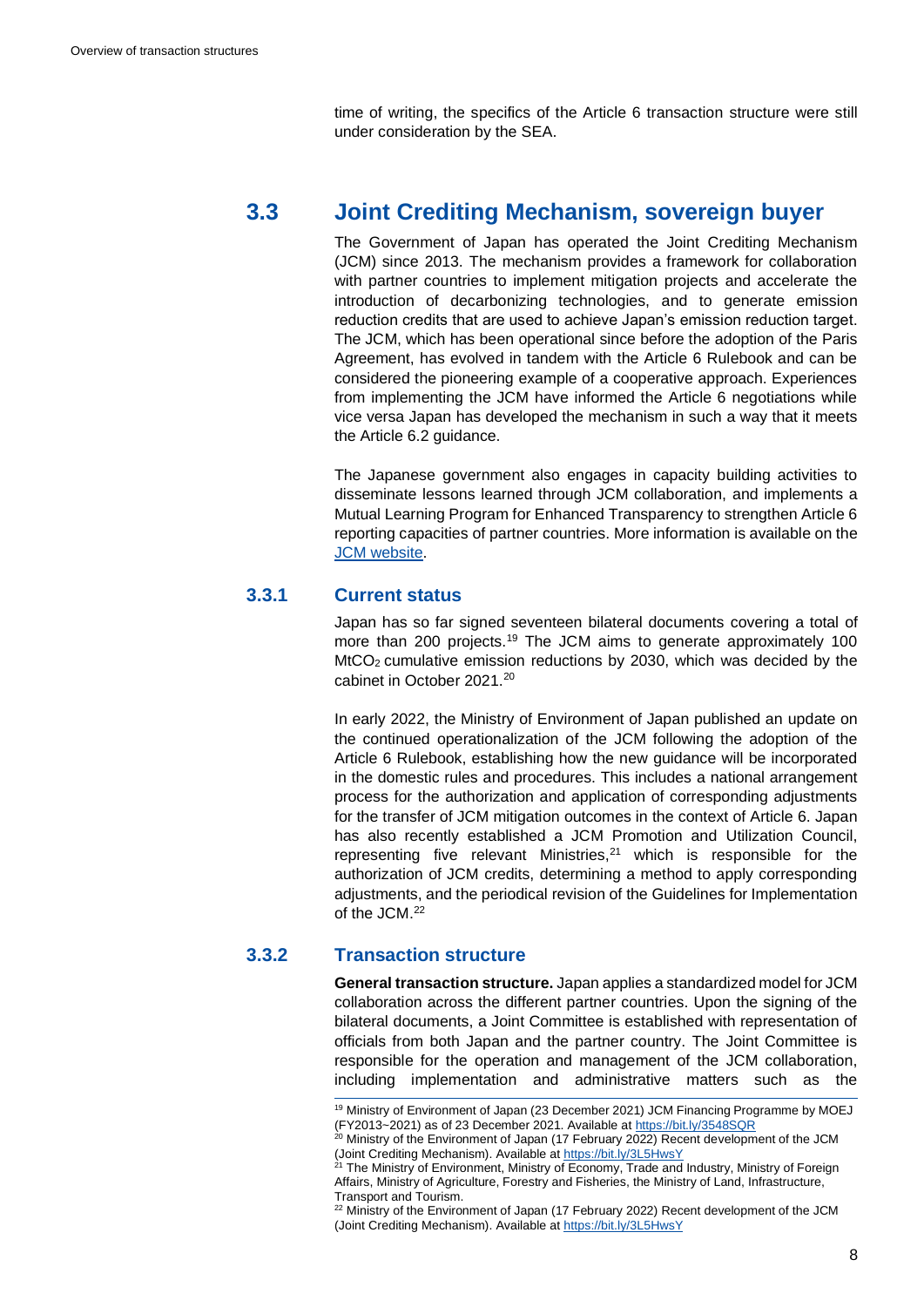time of writing, the specifics of the Article 6 transaction structure were still under consideration by the SEA.

## 3.3 Joint Crediting Mechanism, sovereign buyer

The Government of Japan has operated the Joint Crediting Mechanism (JCM) since 2013. The mechanism provides a framework for collaboration with partner countries to implement mitigation projects and accelerate the introduction of decarbonizing technologies, and to generate emission reduction credits that are used to achieve Japan's emission reduction target. The JCM, which has been operational since before the adoption of the Paris Agreement, has evolved in tandem with the Article 6 Rulebook and can be considered the pioneering example of a cooperative approach. Experiences from implementing the JCM have informed the Article 6 negotiations while vice versa Japan has developed the mechanism in such a way that it meets the Article 6.2 guidance.

The Japanese government also engages in capacity building activities to disseminate lessons learned through JCM collaboration, and implements a Mutual Learning Program for Enhanced Transparency to strengthen Article 6 reporting capacities of partner countries. More information is available on the JCM website.

### 3.3.1 Current status

Japan has so far signed seventeen bilateral documents covering a total of more than 200 projects.[19] The JCM aims to generate approximately 100 $MtCO_2$ cumulative emission reductions by 2030, which was decided by the cabinet in October 2021.[20]

In early 2022, the Ministry of Environment of Japan published an update on the continued operationalization of the JCM following the adoption of the Article 6 Rulebook, establishing how the new guidance will be incorporated in the domestic rules and procedures. This includes a national arrangement process for the authorization and application of corresponding adjustments for the transfer of JCM mitigation outcomes in the context of Article 6. Japan has also recently established a JCM Promotion and Utilization Council, representing five relevant Ministries,[21] which is responsible for the authorization of JCM credits, determining a method to apply corresponding adjustments, and the periodical revision of the Guidelines for Implementation of the JCM.[22]

### 3.3.2 Transaction structure

**General transaction structure.** Japan applies a standardized model for JCM collaboration across the different partner countries. Upon the signing of the bilateral documents, a Joint Committee is established with representation of officials from both Japan and the partner country. The Joint Committee is responsible for the operation and management of the JCM collaboration, including implementation and administrative matters such as the

---

[19] Ministry of Environment of Japan (23 December 2021) JCM Financing Programme by MOEJ (FY2013~2021) as of 23 December 2021. Available at https://bit.ly/3548SQR

[20] Ministry of the Environment of Japan (17 February 2022) Recent development of the JCM (Joint Crediting Mechanism). Available at https://bit.ly/3L5HwsY

[21] The Ministry of Environment, Ministry of Economy, Trade and Industry, Ministry of Foreign Affairs, Ministry of Agriculture, Forestry and Fisheries, the Ministry of Land, Infrastructure, Transport and Tourism.

[22] Ministry of the Environment of Japan (17 February 2022) Recent development of the JCM (Joint Crediting Mechanism). Available at https://bit.ly/3L5HwsY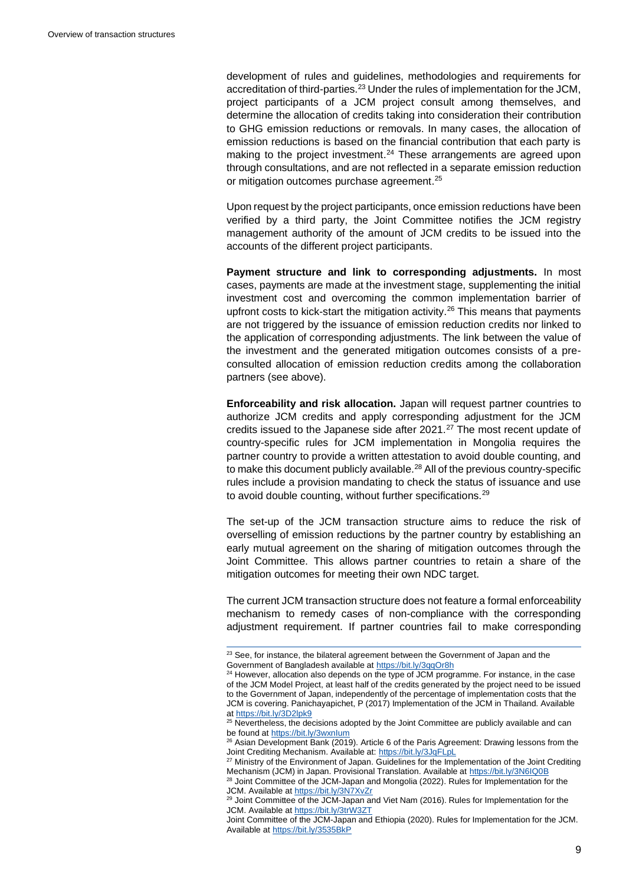development of rules and guidelines, methodologies and requirements for accreditation of third-parties.[23] Under the rules of implementation for the JCM, project participants of a JCM project consult among themselves, and determine the allocation of credits taking into consideration their contribution to GHG emission reductions or removals. In many cases, the allocation of emission reductions is based on the financial contribution that each party is making to the project investment.[24] These arrangements are agreed upon through consultations, and are not reflected in a separate emission reduction or mitigation outcomes purchase agreement.[25]

Upon request by the project participants, once emission reductions have been verified by a third party, the Joint Committee notifies the JCM registry management authority of the amount of JCM credits to be issued into the accounts of the different project participants.

**Payment structure and link to corresponding adjustments.** In most cases, payments are made at the investment stage, supplementing the initial investment cost and overcoming the common implementation barrier of upfront costs to kick-start the mitigation activity.[26] This means that payments are not triggered by the issuance of emission reduction credits nor linked to the application of corresponding adjustments. The link between the value of the investment and the generated mitigation outcomes consists of a pre-consulted allocation of emission reduction credits among the collaboration partners (see above).

**Enforceability and risk allocation.** Japan will request partner countries to authorize JCM credits and apply corresponding adjustment for the JCM credits issued to the Japanese side after 2021.[27] The most recent update of country-specific rules for JCM implementation in Mongolia requires the partner country to provide a written attestation to avoid double counting, and to make this document publicly available.[28] All of the previous country-specific rules include a provision mandating to check the status of issuance and use to avoid double counting, without further specifications.[29]

The set-up of the JCM transaction structure aims to reduce the risk of overselling of emission reductions by the partner country by establishing an early mutual agreement on the sharing of mitigation outcomes through the Joint Committee. This allows partner countries to retain a share of the mitigation outcomes for meeting their own NDC target.

The current JCM transaction structure does not feature a formal enforceability mechanism to remedy cases of non-compliance with the corresponding adjustment requirement. If partner countries fail to make corresponding

---

[23] See, for instance, the bilateral agreement between the Government of Japan and the Government of Bangladesh available at https://bit.ly/3qqOr8h

[24] However, allocation also depends on the type of JCM programme. For instance, in the case of the JCM Model Project, at least half of the credits generated by the project need to be issued to the Government of Japan, independently of the percentage of implementation costs that the JCM is covering. Panichayapichet, P (2017) Implementation of the JCM in Thailand. Available at https://bit.ly/3D2lpk9

[25] Nevertheless, the decisions adopted by the Joint Committee are publicly available and can be found at https://bit.ly/3wxnIum

[26] Asian Development Bank (2019). Article 6 of the Paris Agreement: Drawing lessons from the Joint Crediting Mechanism. Available at: https://bit.ly/3JqFLpL

[27] Ministry of the Environment of Japan. Guidelines for the Implementation of the Joint Crediting Mechanism (JCM) in Japan. Provisional Translation. Available at https://bit.ly/3N6IQ0B

[28] Joint Committee of the JCM-Japan and Mongolia (2022). Rules for Implementation for the JCM. Available at https://bit.ly/3N7XvZr

[29] Joint Committee of the JCM-Japan and Viet Nam (2016). Rules for Implementation for the JCM. Available at https://bit.ly/3trW3ZT
Joint Committee of the JCM-Japan and Ethiopia (2020). Rules for Implementation for the JCM. Available at https://bit.ly/3535BkP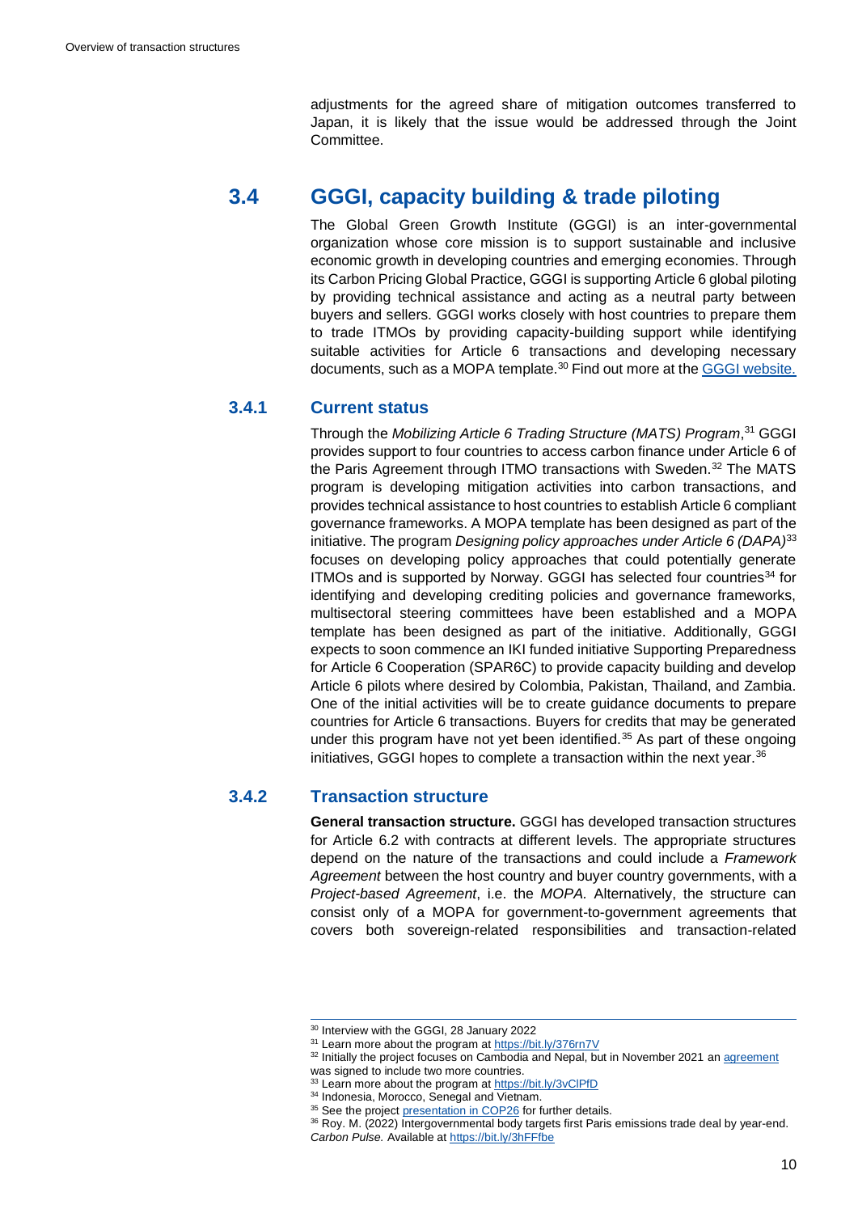adjustments for the agreed share of mitigation outcomes transferred to Japan, it is likely that the issue would be addressed through the Joint Committee.

## 3.4 GGGI, capacity building & trade piloting

The Global Green Growth Institute (GGGI) is an inter-governmental organization whose core mission is to support sustainable and inclusive economic growth in developing countries and emerging economies. Through its Carbon Pricing Global Practice, GGGI is supporting Article 6 global piloting by providing technical assistance and acting as a neutral party between buyers and sellers. GGGI works closely with host countries to prepare them to trade ITMOs by providing capacity-building support while identifying suitable activities for Article 6 transactions and developing necessary documents, such as a MOPA template.[30] Find out more at the [GGGI website.](GGGI website.)

### 3.4.1 Current status

Through the *Mobilizing Article 6 Trading Structure (MATS) Program*,[31] GGGI provides support to four countries to access carbon finance under Article 6 of the Paris Agreement through ITMO transactions with Sweden.[32] The MATS program is developing mitigation activities into carbon transactions, and provides technical assistance to host countries to establish Article 6 compliant governance frameworks. A MOPA template has been designed as part of the initiative. The program *Designing policy approaches under Article 6 (DAPA)*[33] focuses on developing policy approaches that could potentially generate ITMOs and is supported by Norway. GGGI has selected four countries[34] for identifying and developing crediting policies and governance frameworks, multisectoral steering committees have been established and a MOPA template has been designed as part of the initiative. Additionally, GGGI expects to soon commence an IKI funded initiative Supporting Preparedness for Article 6 Cooperation (SPAR6C) to provide capacity building and develop Article 6 pilots where desired by Colombia, Pakistan, Thailand, and Zambia. One of the initial activities will be to create guidance documents to prepare countries for Article 6 transactions. Buyers for credits that may be generated under this program have not yet been identified.[35] As part of these ongoing initiatives, GGGI hopes to complete a transaction within the next year.[36]

### 3.4.2 Transaction structure

**General transaction structure.** GGGI has developed transaction structures for Article 6.2 with contracts at different levels. The appropriate structures depend on the nature of the transactions and could include a *Framework Agreement* between the host country and buyer country governments, with a *Project-based Agreement*, i.e. the *MOPA*. Alternatively, the structure can consist only of a MOPA for government-to-government agreements that covers both sovereign-related responsibilities and transaction-related

---

[30] Interview with the GGGI, 28 January 2022

[31] Learn more about the program at https://bit.ly/376rn7V

[32] Initially the project focuses on Cambodia and Nepal, but in November 2021 an agreement was signed to include two more countries.

[33] Learn more about the program at https://bit.ly/3vClPfD

[34] Indonesia, Morocco, Senegal and Vietnam.

[35] See the project presentation in COP26 for further details.

[36] Roy. M. (2022) Intergovernmental body targets first Paris emissions trade deal by year-end. *Carbon Pulse.* Available at https://bit.ly/3hFFfbe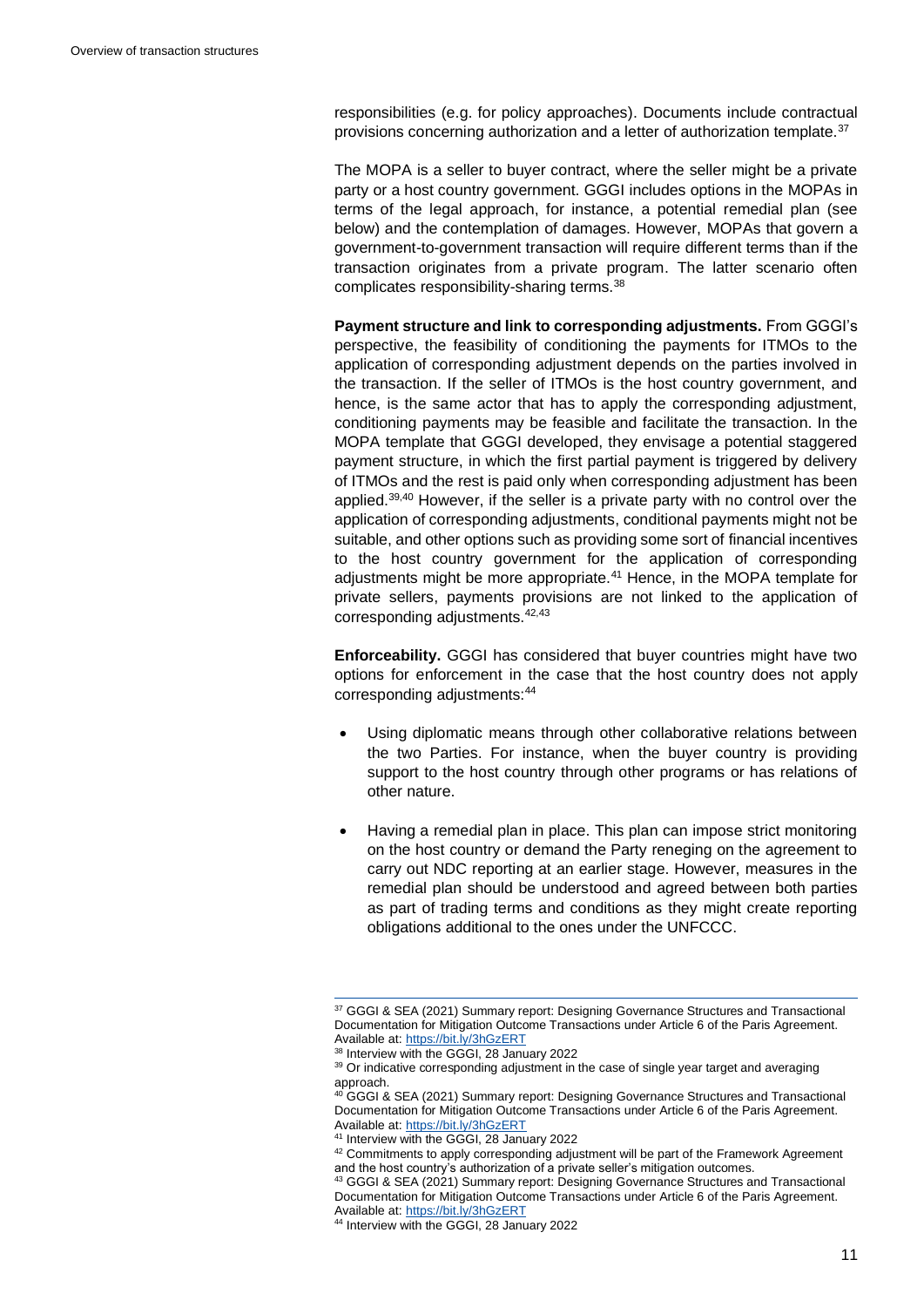responsibilities (e.g. for policy approaches). Documents include contractual provisions concerning authorization and a letter of authorization template.[37]

The MOPA is a seller to buyer contract, where the seller might be a private party or a host country government. GGGI includes options in the MOPAs in terms of the legal approach, for instance, a potential remedial plan (see below) and the contemplation of damages. However, MOPAs that govern a government-to-government transaction will require different terms than if the transaction originates from a private program. The latter scenario often complicates responsibility-sharing terms.[38]

**Payment structure and link to corresponding adjustments.** From GGGI's perspective, the feasibility of conditioning the payments for ITMOs to the application of corresponding adjustment depends on the parties involved in the transaction. If the seller of ITMOs is the host country government, and hence, is the same actor that has to apply the corresponding adjustment, conditioning payments may be feasible and facilitate the transaction. In the MOPA template that GGGI developed, they envisage a potential staggered payment structure, in which the first partial payment is triggered by delivery of ITMOs and the rest is paid only when corresponding adjustment has been applied.[39,40] However, if the seller is a private party with no control over the application of corresponding adjustments, conditional payments might not be suitable, and other options such as providing some sort of financial incentives to the host country government for the application of corresponding adjustments might be more appropriate.[41] Hence, in the MOPA template for private sellers, payments provisions are not linked to the application of corresponding adjustments.[42,43]

**Enforceability.** GGGI has considered that buyer countries might have two options for enforcement in the case that the host country does not apply corresponding adjustments:[44]

- Using diplomatic means through other collaborative relations between the two Parties. For instance, when the buyer country is providing support to the host country through other programs or has relations of other nature.
- Having a remedial plan in place. This plan can impose strict monitoring on the host country or demand the Party reneging on the agreement to carry out NDC reporting at an earlier stage. However, measures in the remedial plan should be understood and agreed between both parties as part of trading terms and conditions as they might create reporting obligations additional to the ones under the UNFCCC.

---

[37] GGGI & SEA (2021) Summary report: Designing Governance Structures and Transactional Documentation for Mitigation Outcome Transactions under Article 6 of the Paris Agreement. Available at: https://bit.ly/3hGzERT

[38] Interview with the GGGI, 28 January 2022

[39] Or indicative corresponding adjustment in the case of single year target and averaging approach.

[40] GGGI & SEA (2021) Summary report: Designing Governance Structures and Transactional Documentation for Mitigation Outcome Transactions under Article 6 of the Paris Agreement. Available at: https://bit.ly/3hGzERT

[41] Interview with the GGGI, 28 January 2022

[42] Commitments to apply corresponding adjustment will be part of the Framework Agreement and the host country's authorization of a private seller's mitigation outcomes.

[43] GGGI & SEA (2021) Summary report: Designing Governance Structures and Transactional Documentation for Mitigation Outcome Transactions under Article 6 of the Paris Agreement. Available at: https://bit.ly/3hGzERT

[44] Interview with the GGGI, 28 January 2022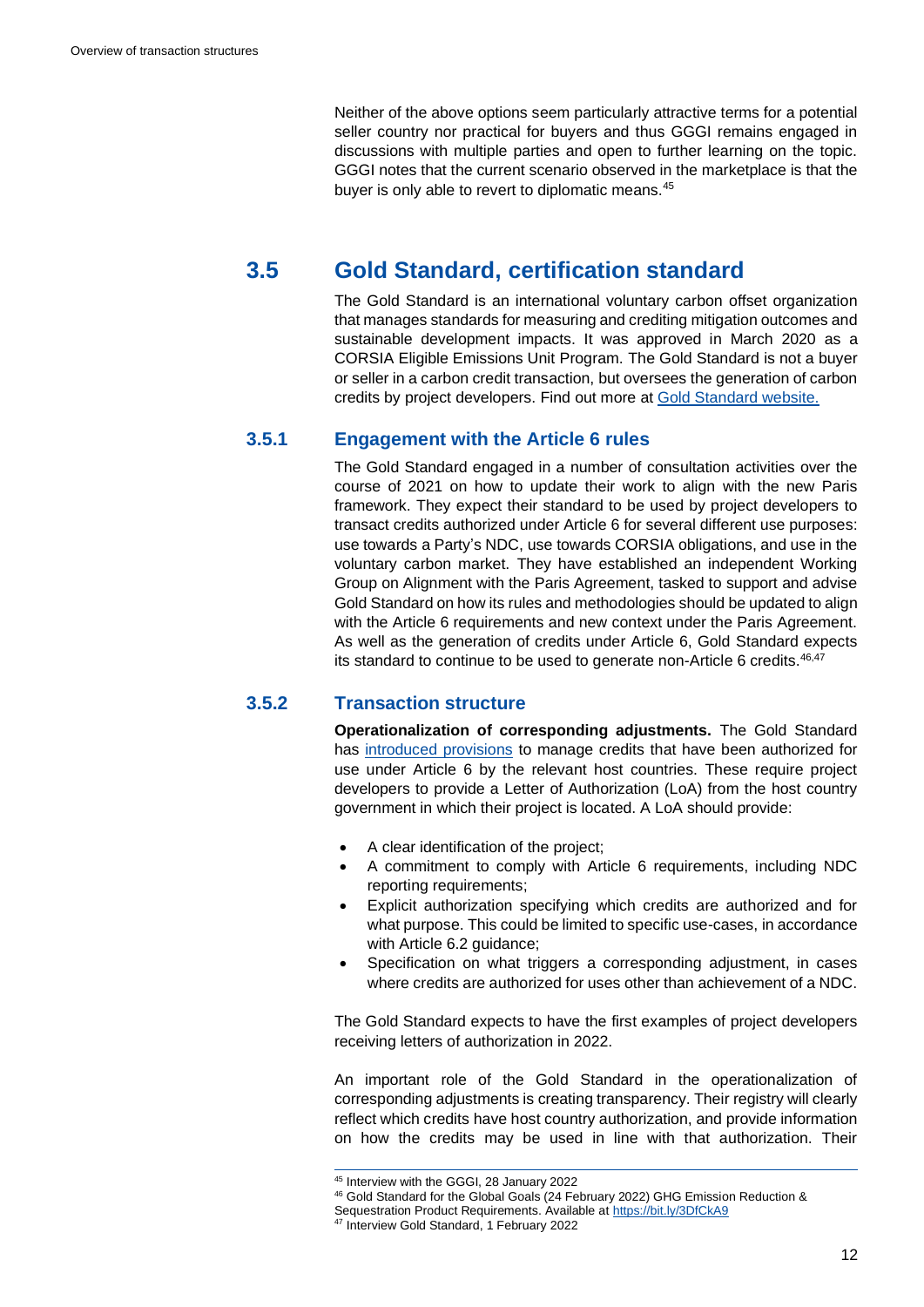Neither of the above options seem particularly attractive terms for a potential seller country nor practical for buyers and thus GGGI remains engaged in discussions with multiple parties and open to further learning on the topic. GGGI notes that the current scenario observed in the marketplace is that the buyer is only able to revert to diplomatic means.[45]

## 3.5 Gold Standard, certification standard

The Gold Standard is an international voluntary carbon offset organization that manages standards for measuring and crediting mitigation outcomes and sustainable development impacts. It was approved in March 2020 as a CORSIA Eligible Emissions Unit Program. The Gold Standard is not a buyer or seller in a carbon credit transaction, but oversees the generation of carbon credits by project developers. Find out more at Gold Standard website.

### 3.5.1 Engagement with the Article 6 rules

The Gold Standard engaged in a number of consultation activities over the course of 2021 on how to update their work to align with the new Paris framework. They expect their standard to be used by project developers to transact credits authorized under Article 6 for several different use purposes: use towards a Party's NDC, use towards CORSIA obligations, and use in the voluntary carbon market. They have established an independent Working Group on Alignment with the Paris Agreement, tasked to support and advise Gold Standard on how its rules and methodologies should be updated to align with the Article 6 requirements and new context under the Paris Agreement. As well as the generation of credits under Article 6, Gold Standard expects its standard to continue to be used to generate non-Article 6 credits.[46,47]

### 3.5.2 Transaction structure

**Operationalization of corresponding adjustments.** The Gold Standard has introduced provisions to manage credits that have been authorized for use under Article 6 by the relevant host countries. These require project developers to provide a Letter of Authorization (LoA) from the host country government in which their project is located. A LoA should provide:

- A clear identification of the project;
- A commitment to comply with Article 6 requirements, including NDC reporting requirements;
- Explicit authorization specifying which credits are authorized and for what purpose. This could be limited to specific use-cases, in accordance with Article 6.2 guidance;
- Specification on what triggers a corresponding adjustment, in cases where credits are authorized for uses other than achievement of a NDC.

The Gold Standard expects to have the first examples of project developers receiving letters of authorization in 2022.

An important role of the Gold Standard in the operationalization of corresponding adjustments is creating transparency. Their registry will clearly reflect which credits have host country authorization, and provide information on how the credits may be used in line with that authorization. Their

---

[45] Interview with the GGGI, 28 January 2022

[46] Gold Standard for the Global Goals (24 February 2022) GHG Emission Reduction & Sequestration Product Requirements. Available at https://bit.ly/3DfCkA9

[47] Interview Gold Standard, 1 February 2022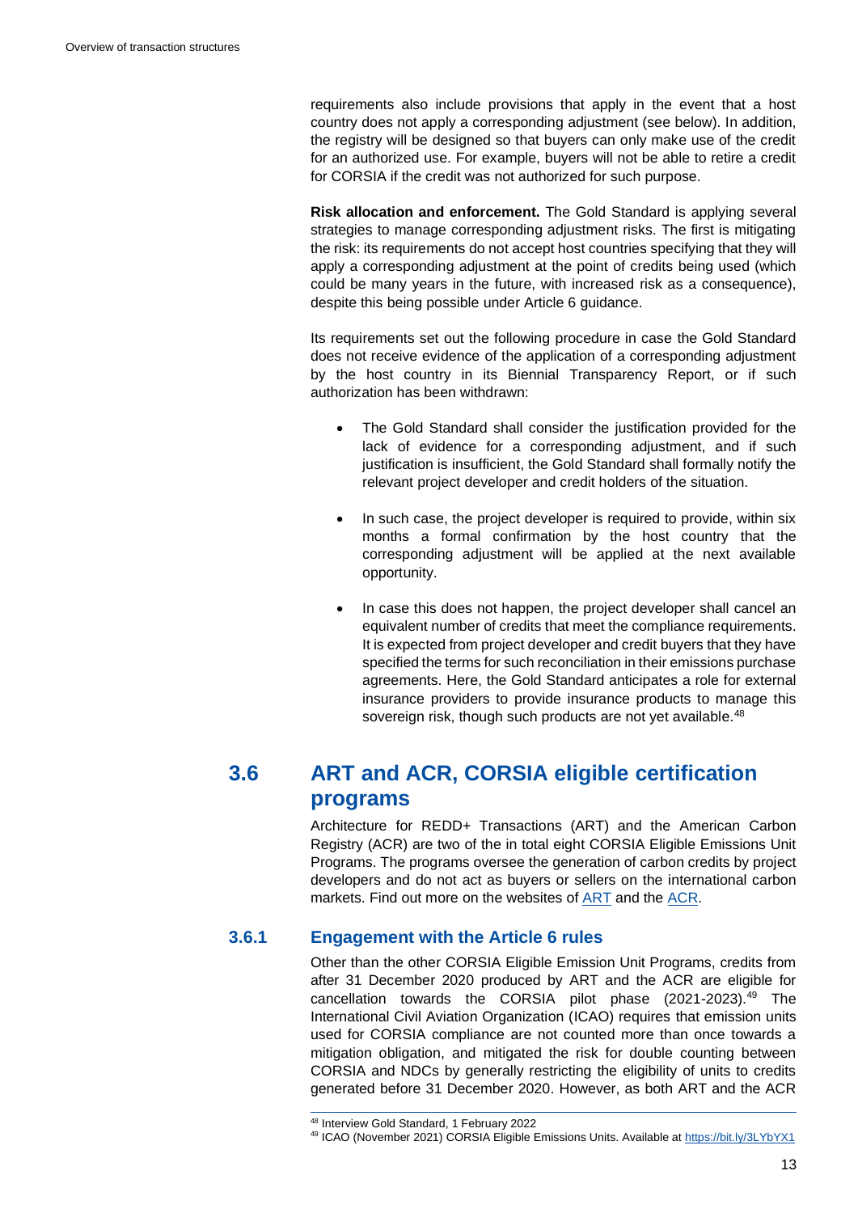requirements also include provisions that apply in the event that a host country does not apply a corresponding adjustment (see below). In addition, the registry will be designed so that buyers can only make use of the credit for an authorized use. For example, buyers will not be able to retire a credit for CORSIA if the credit was not authorized for such purpose.

**Risk allocation and enforcement.** The Gold Standard is applying several strategies to manage corresponding adjustment risks. The first is mitigating the risk: its requirements do not accept host countries specifying that they will apply a corresponding adjustment at the point of credits being used (which could be many years in the future, with increased risk as a consequence), despite this being possible under Article 6 guidance.

Its requirements set out the following procedure in case the Gold Standard does not receive evidence of the application of a corresponding adjustment by the host country in its Biennial Transparency Report, or if such authorization has been withdrawn:

- The Gold Standard shall consider the justification provided for the lack of evidence for a corresponding adjustment, and if such justification is insufficient, the Gold Standard shall formally notify the relevant project developer and credit holders of the situation.
- In such case, the project developer is required to provide, within six months a formal confirmation by the host country that the corresponding adjustment will be applied at the next available opportunity.
- In case this does not happen, the project developer shall cancel an equivalent number of credits that meet the compliance requirements. It is expected from project developer and credit buyers that they have specified the terms for such reconciliation in their emissions purchase agreements. Here, the Gold Standard anticipates a role for external insurance providers to provide insurance products to manage this sovereign risk, though such products are not yet available.[48]

## 3.6 ART and ACR, CORSIA eligible certification programs

Architecture for REDD+ Transactions (ART) and the American Carbon Registry (ACR) are two of the in total eight CORSIA Eligible Emissions Unit Programs. The programs oversee the generation of carbon credits by project developers and do not act as buyers or sellers on the international carbon markets. Find out more on the websites of ART and the ACR.

### 3.6.1 Engagement with the Article 6 rules

Other than the other CORSIA Eligible Emission Unit Programs, credits from after 31 December 2020 produced by ART and the ACR are eligible for cancellation towards the CORSIA pilot phase (2021-2023).[49] The International Civil Aviation Organization (ICAO) requires that emission units used for CORSIA compliance are not counted more than once towards a mitigation obligation, and mitigated the risk for double counting between CORSIA and NDCs by generally restricting the eligibility of units to credits generated before 31 December 2020. However, as both ART and the ACR

[48] Interview Gold Standard, 1 February 2022

[49] ICAO (November 2021) CORSIA Eligible Emissions Units. Available at https://bit.ly/3LYbYX1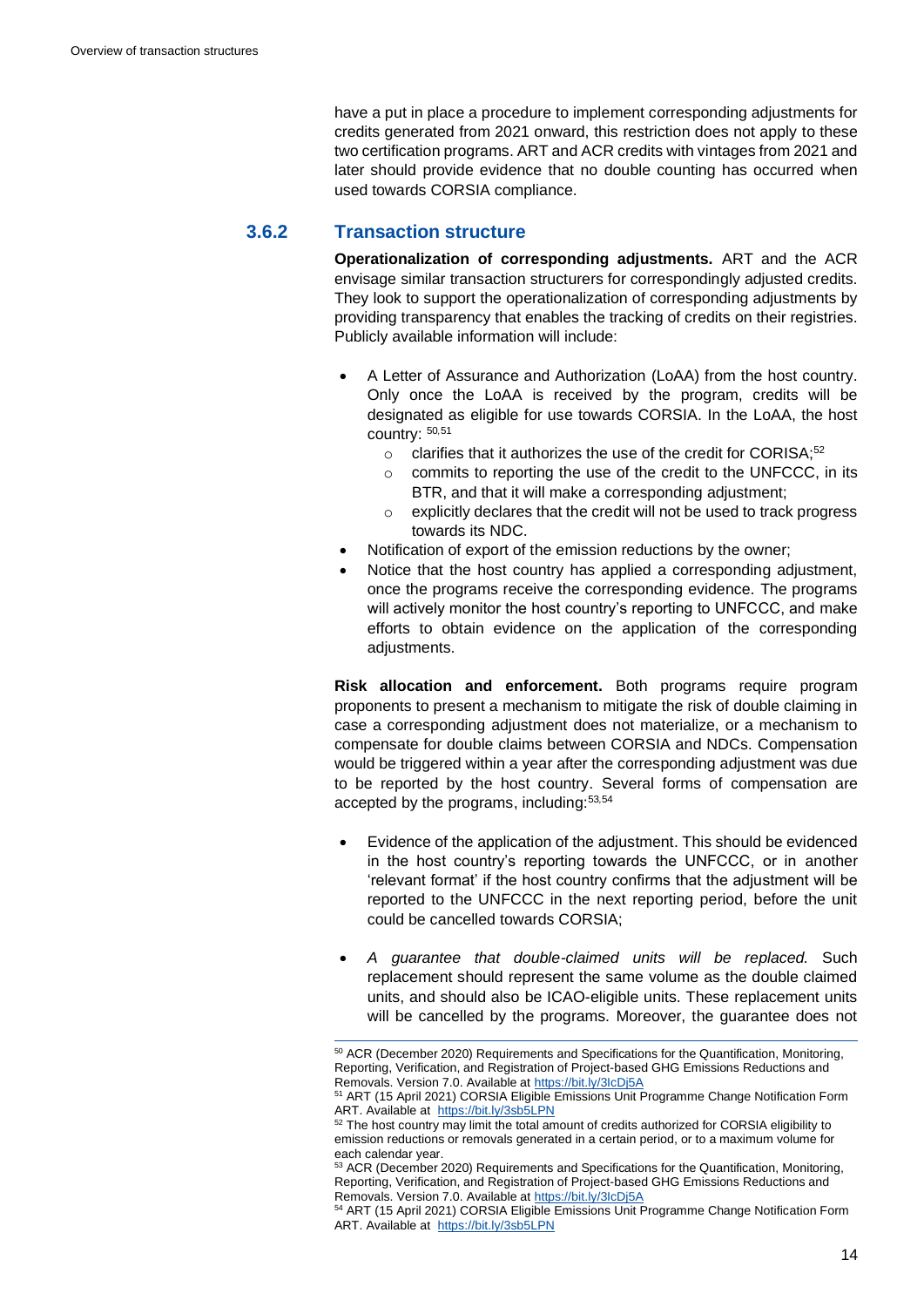have a put in place a procedure to implement corresponding adjustments for credits generated from 2021 onward, this restriction does not apply to these two certification programs. ART and ACR credits with vintages from 2021 and later should provide evidence that no double counting has occurred when used towards CORSIA compliance.

### 3.6.2 Transaction structure

**Operationalization of corresponding adjustments.** ART and the ACR envisage similar transaction structurers for correspondingly adjusted credits. They look to support the operationalization of corresponding adjustments by providing transparency that enables the tracking of credits on their registries. Publicly available information will include:

- A Letter of Assurance and Authorization (LoAA) from the host country. Only once the LoAA is received by the program, credits will be designated as eligible for use towards CORSIA. In the LoAA, the host country: [50,51]
  - clarifies that it authorizes the use of the credit for CORISA;[52]
  - commits to reporting the use of the credit to the UNFCCC, in its BTR, and that it will make a corresponding adjustment;
  - explicitly declares that the credit will not be used to track progress towards its NDC.
- Notification of export of the emission reductions by the owner;
- Notice that the host country has applied a corresponding adjustment, once the programs receive the corresponding evidence. The programs will actively monitor the host country's reporting to UNFCCC, and make efforts to obtain evidence on the application of the corresponding adjustments.

**Risk allocation and enforcement.** Both programs require program proponents to present a mechanism to mitigate the risk of double claiming in case a corresponding adjustment does not materialize, or a mechanism to compensate for double claims between CORSIA and NDCs. Compensation would be triggered within a year after the corresponding adjustment was due to be reported by the host country. Several forms of compensation are accepted by the programs, including:[53,54]

- Evidence of the application of the adjustment. This should be evidenced in the host country's reporting towards the UNFCCC, or in another 'relevant format' if the host country confirms that the adjustment will be reported to the UNFCCC in the next reporting period, before the unit could be cancelled towards CORSIA;

- *A guarantee that double-claimed units will be replaced.* Such replacement should represent the same volume as the double claimed units, and should also be ICAO-eligible units. These replacement units will be cancelled by the programs. Moreover, the guarantee does not

---

[50] ACR (December 2020) Requirements and Specifications for the Quantification, Monitoring, Reporting, Verification, and Registration of Project-based GHG Emissions Reductions and Removals. Version 7.0. Available at https://bit.ly/3lcDj5A

[51] ART (15 April 2021) CORSIA Eligible Emissions Unit Programme Change Notification Form ART. Available at https://bit.ly/3sb5LPN

[52] The host country may limit the total amount of credits authorized for CORSIA eligibility to emission reductions or removals generated in a certain period, or to a maximum volume for each calendar year.

[53] ACR (December 2020) Requirements and Specifications for the Quantification, Monitoring, Reporting, Verification, and Registration of Project-based GHG Emissions Reductions and Removals. Version 7.0. Available at https://bit.ly/3lcDj5A

[54] ART (15 April 2021) CORSIA Eligible Emissions Unit Programme Change Notification Form ART. Available at https://bit.ly/3sb5LPN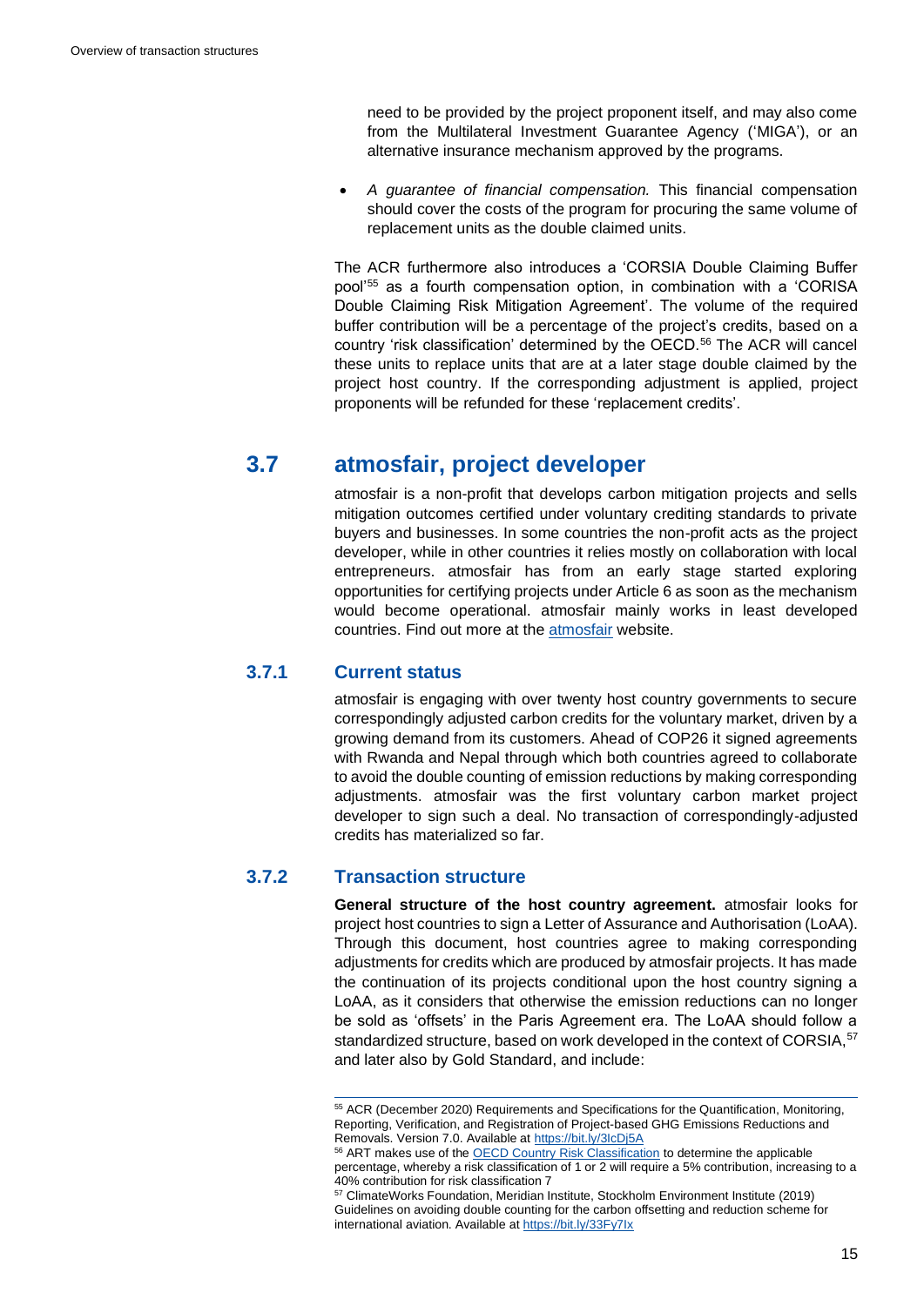need to be provided by the project proponent itself, and may also come from the Multilateral Investment Guarantee Agency ('MIGA'), or an alternative insurance mechanism approved by the programs.

- *A guarantee of financial compensation.* This financial compensation should cover the costs of the program for procuring the same volume of replacement units as the double claimed units.

The ACR furthermore also introduces a 'CORSIA Double Claiming Buffer pool'[55] as a fourth compensation option, in combination with a 'CORISA Double Claiming Risk Mitigation Agreement'. The volume of the required buffer contribution will be a percentage of the project's credits, based on a country 'risk classification' determined by the OECD.[56] The ACR will cancel these units to replace units that are at a later stage double claimed by the project host country. If the corresponding adjustment is applied, project proponents will be refunded for these 'replacement credits'.

## 3.7 atmosfair, project developer

atmosfair is a non-profit that develops carbon mitigation projects and sells mitigation outcomes certified under voluntary crediting standards to private buyers and businesses. In some countries the non-profit acts as the project developer, while in other countries it relies mostly on collaboration with local entrepreneurs. atmosfair has from an early stage started exploring opportunities for certifying projects under Article 6 as soon as the mechanism would become operational. atmosfair mainly works in least developed countries. Find out more at the [atmosfair](atmosfair) website.

### 3.7.1 Current status

atmosfair is engaging with over twenty host country governments to secure correspondingly adjusted carbon credits for the voluntary market, driven by a growing demand from its customers. Ahead of COP26 it signed agreements with Rwanda and Nepal through which both countries agreed to collaborate to avoid the double counting of emission reductions by making corresponding adjustments. atmosfair was the first voluntary carbon market project developer to sign such a deal. No transaction of correspondingly-adjusted credits has materialized so far.

### 3.7.2 Transaction structure

**General structure of the host country agreement.** atmosfair looks for project host countries to sign a Letter of Assurance and Authorisation (LoAA). Through this document, host countries agree to making corresponding adjustments for credits which are produced by atmosfair projects. It has made the continuation of its projects conditional upon the host country signing a LoAA, as it considers that otherwise the emission reductions can no longer be sold as 'offsets' in the Paris Agreement era. The LoAA should follow a standardized structure, based on work developed in the context of CORSIA,[57] and later also by Gold Standard, and include:

---

[55] ACR (December 2020) Requirements and Specifications for the Quantification, Monitoring, Reporting, Verification, and Registration of Project-based GHG Emissions Reductions and Removals. Version 7.0. Available at https://bit.ly/3lcDj5A

[56] ART makes use of the OECD Country Risk Classification to determine the applicable percentage, whereby a risk classification of 1 or 2 will require a 5% contribution, increasing to a 40% contribution for risk classification 7

[57] ClimateWorks Foundation, Meridian Institute, Stockholm Environment Institute (2019) Guidelines on avoiding double counting for the carbon offsetting and reduction scheme for international aviation. Available at https://bit.ly/33Fy7Ix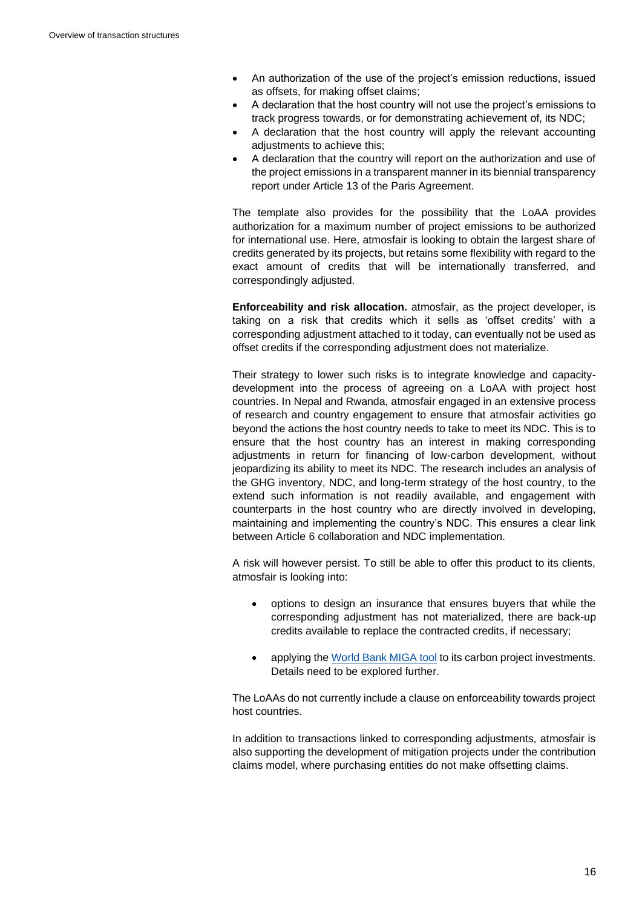- An authorization of the use of the project's emission reductions, issued as offsets, for making offset claims;
- A declaration that the host country will not use the project's emissions to track progress towards, or for demonstrating achievement of, its NDC;
- A declaration that the host country will apply the relevant accounting adjustments to achieve this;
- A declaration that the country will report on the authorization and use of the project emissions in a transparent manner in its biennial transparency report under Article 13 of the Paris Agreement.

The template also provides for the possibility that the LoAA provides authorization for a maximum number of project emissions to be authorized for international use. Here, atmosfair is looking to obtain the largest share of credits generated by its projects, but retains some flexibility with regard to the exact amount of credits that will be internationally transferred, and correspondingly adjusted.

**Enforceability and risk allocation.** atmosfair, as the project developer, is taking on a risk that credits which it sells as 'offset credits' with a corresponding adjustment attached to it today, can eventually not be used as offset credits if the corresponding adjustment does not materialize.

Their strategy to lower such risks is to integrate knowledge and capacity-development into the process of agreeing on a LoAA with project host countries. In Nepal and Rwanda, atmosfair engaged in an extensive process of research and country engagement to ensure that atmosfair activities go beyond the actions the host country needs to take to meet its NDC. This is to ensure that the host country has an interest in making corresponding adjustments in return for financing of low-carbon development, without jeopardizing its ability to meet its NDC. The research includes an analysis of the GHG inventory, NDC, and long-term strategy of the host country, to the extend such information is not readily available, and engagement with counterparts in the host country who are directly involved in developing, maintaining and implementing the country's NDC. This ensures a clear link between Article 6 collaboration and NDC implementation.

A risk will however persist. To still be able to offer this product to its clients, atmosfair is looking into:

- options to design an insurance that ensures buyers that while the corresponding adjustment has not materialized, there are back-up credits available to replace the contracted credits, if necessary;
- applying the [World Bank MIGA tool] to its carbon project investments. Details need to be explored further.

The LoAAs do not currently include a clause on enforceability towards project host countries.

In addition to transactions linked to corresponding adjustments, atmosfair is also supporting the development of mitigation projects under the contribution claims model, where purchasing entities do not make offsetting claims.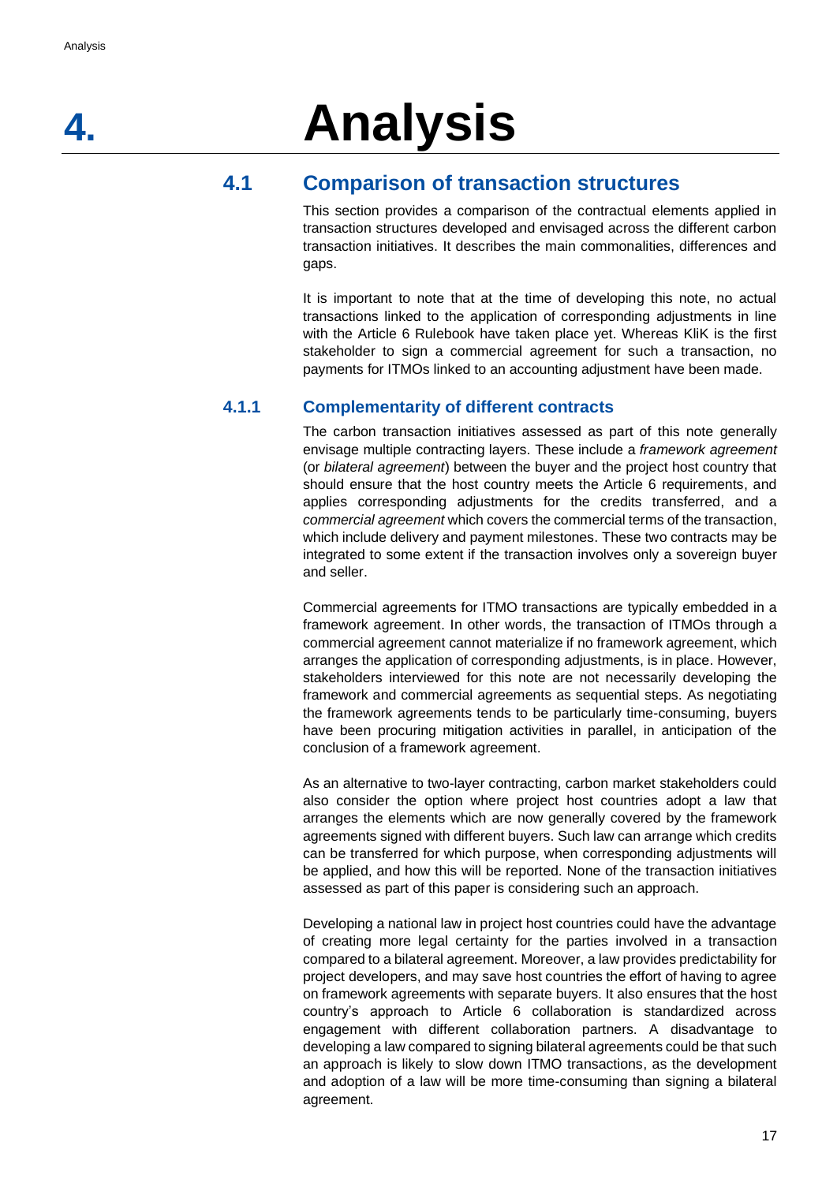# 4. Analysis

## 4.1 Comparison of transaction structures

This section provides a comparison of the contractual elements applied in transaction structures developed and envisaged across the different carbon transaction initiatives. It describes the main commonalities, differences and gaps.

It is important to note that at the time of developing this note, no actual transactions linked to the application of corresponding adjustments in line with the Article 6 Rulebook have taken place yet. Whereas KliK is the first stakeholder to sign a commercial agreement for such a transaction, no payments for ITMOs linked to an accounting adjustment have been made.

### 4.1.1 Complementarity of different contracts

The carbon transaction initiatives assessed as part of this note generally envisage multiple contracting layers. These include a *framework agreement* (or *bilateral agreement*) between the buyer and the project host country that should ensure that the host country meets the Article 6 requirements, and applies corresponding adjustments for the credits transferred, and a *commercial agreement* which covers the commercial terms of the transaction, which include delivery and payment milestones. These two contracts may be integrated to some extent if the transaction involves only a sovereign buyer and seller.

Commercial agreements for ITMO transactions are typically embedded in a framework agreement. In other words, the transaction of ITMOs through a commercial agreement cannot materialize if no framework agreement, which arranges the application of corresponding adjustments, is in place. However, stakeholders interviewed for this note are not necessarily developing the framework and commercial agreements as sequential steps. As negotiating the framework agreements tends to be particularly time-consuming, buyers have been procuring mitigation activities in parallel, in anticipation of the conclusion of a framework agreement.

As an alternative to two-layer contracting, carbon market stakeholders could also consider the option where project host countries adopt a law that arranges the elements which are now generally covered by the framework agreements signed with different buyers. Such law can arrange which credits can be transferred for which purpose, when corresponding adjustments will be applied, and how this will be reported. None of the transaction initiatives assessed as part of this paper is considering such an approach.

Developing a national law in project host countries could have the advantage of creating more legal certainty for the parties involved in a transaction compared to a bilateral agreement. Moreover, a law provides predictability for project developers, and may save host countries the effort of having to agree on framework agreements with separate buyers. It also ensures that the host country's approach to Article 6 collaboration is standardized across engagement with different collaboration partners. A disadvantage to developing a law compared to signing bilateral agreements could be that such an approach is likely to slow down ITMO transactions, as the development and adoption of a law will be more time-consuming than signing a bilateral agreement.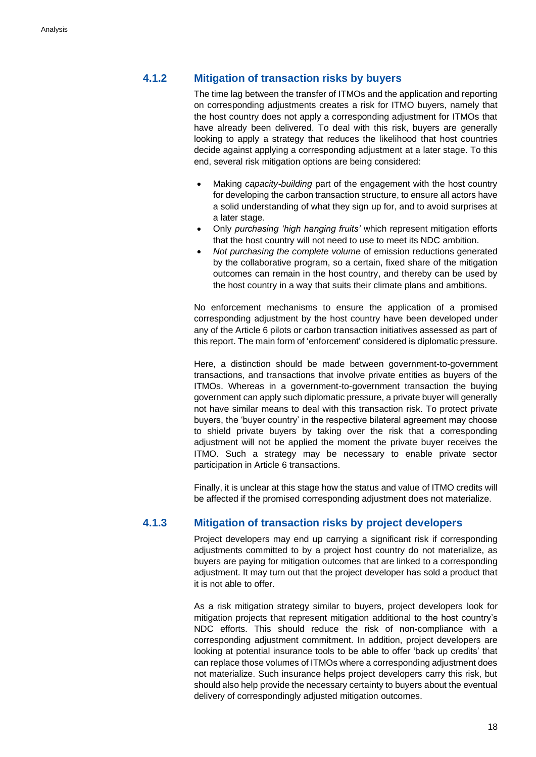### 4.1.2 Mitigation of transaction risks by buyers

The time lag between the transfer of ITMOs and the application and reporting on corresponding adjustments creates a risk for ITMO buyers, namely that the host country does not apply a corresponding adjustment for ITMOs that have already been delivered. To deal with this risk, buyers are generally looking to apply a strategy that reduces the likelihood that host countries decide against applying a corresponding adjustment at a later stage. To this end, several risk mitigation options are being considered:

- Making *capacity-building* part of the engagement with the host country for developing the carbon transaction structure, to ensure all actors have a solid understanding of what they sign up for, and to avoid surprises at a later stage.
- Only *purchasing 'high hanging fruits'* which represent mitigation efforts that the host country will not need to use to meet its NDC ambition.
- *Not purchasing the complete volume* of emission reductions generated by the collaborative program, so a certain, fixed share of the mitigation outcomes can remain in the host country, and thereby can be used by the host country in a way that suits their climate plans and ambitions.

No enforcement mechanisms to ensure the application of a promised corresponding adjustment by the host country have been developed under any of the Article 6 pilots or carbon transaction initiatives assessed as part of this report. The main form of 'enforcement' considered is diplomatic pressure.

Here, a distinction should be made between government-to-government transactions, and transactions that involve private entities as buyers of the ITMOs. Whereas in a government-to-government transaction the buying government can apply such diplomatic pressure, a private buyer will generally not have similar means to deal with this transaction risk. To protect private buyers, the 'buyer country' in the respective bilateral agreement may choose to shield private buyers by taking over the risk that a corresponding adjustment will not be applied the moment the private buyer receives the ITMO. Such a strategy may be necessary to enable private sector participation in Article 6 transactions.

Finally, it is unclear at this stage how the status and value of ITMO credits will be affected if the promised corresponding adjustment does not materialize.

### 4.1.3 Mitigation of transaction risks by project developers

Project developers may end up carrying a significant risk if corresponding adjustments committed to by a project host country do not materialize, as buyers are paying for mitigation outcomes that are linked to a corresponding adjustment. It may turn out that the project developer has sold a product that it is not able to offer.

As a risk mitigation strategy similar to buyers, project developers look for mitigation projects that represent mitigation additional to the host country's NDC efforts. This should reduce the risk of non-compliance with a corresponding adjustment commitment. In addition, project developers are looking at potential insurance tools to be able to offer 'back up credits' that can replace those volumes of ITMOs where a corresponding adjustment does not materialize. Such insurance helps project developers carry this risk, but should also help provide the necessary certainty to buyers about the eventual delivery of correspondingly adjusted mitigation outcomes.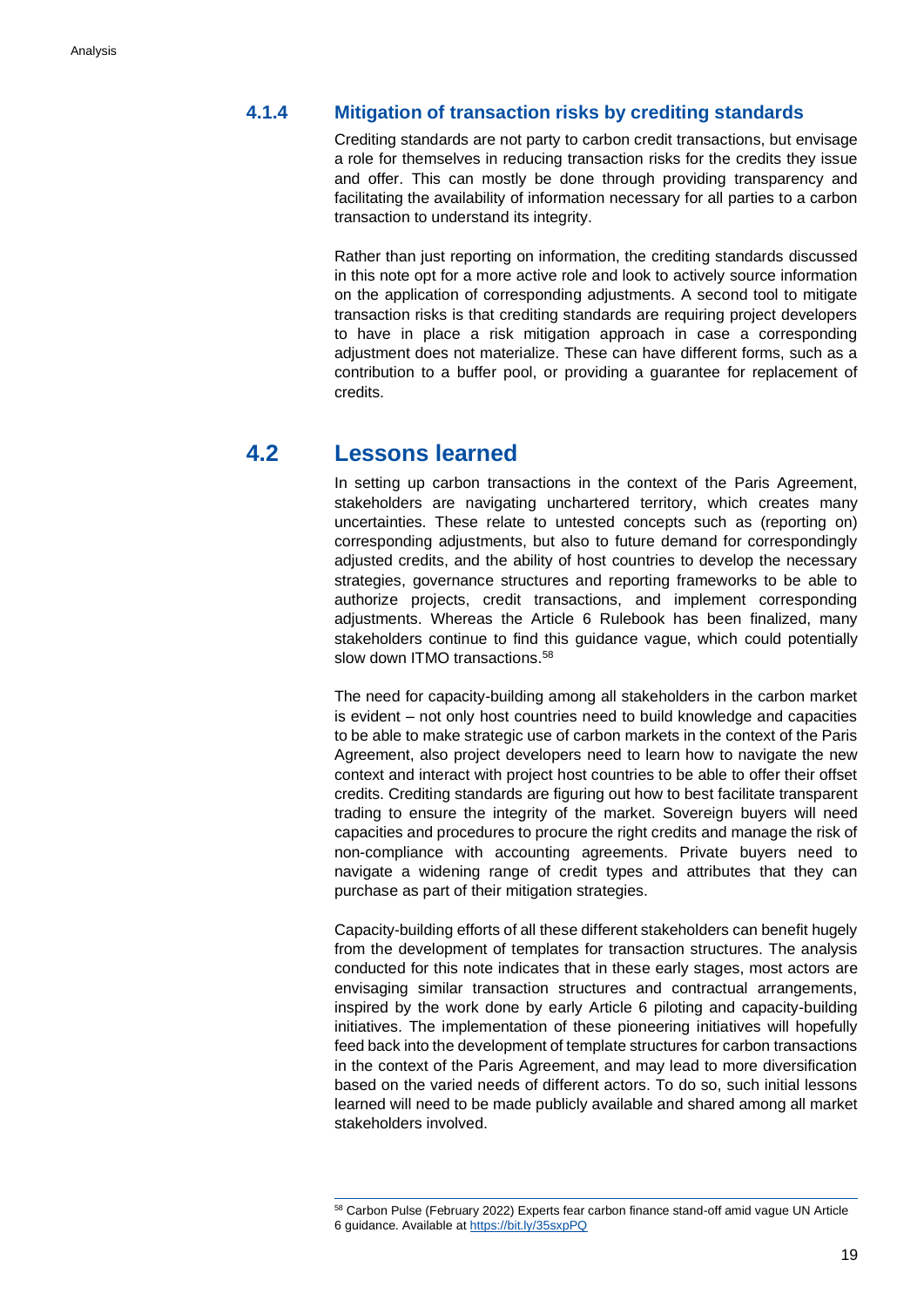### 4.1.4 Mitigation of transaction risks by crediting standards

Crediting standards are not party to carbon credit transactions, but envisage a role for themselves in reducing transaction risks for the credits they issue and offer. This can mostly be done through providing transparency and facilitating the availability of information necessary for all parties to a carbon transaction to understand its integrity.

Rather than just reporting on information, the crediting standards discussed in this note opt for a more active role and look to actively source information on the application of corresponding adjustments. A second tool to mitigate transaction risks is that crediting standards are requiring project developers to have in place a risk mitigation approach in case a corresponding adjustment does not materialize. These can have different forms, such as a contribution to a buffer pool, or providing a guarantee for replacement of credits.

## 4.2 Lessons learned

In setting up carbon transactions in the context of the Paris Agreement, stakeholders are navigating unchartered territory, which creates many uncertainties. These relate to untested concepts such as (reporting on) corresponding adjustments, but also to future demand for correspondingly adjusted credits, and the ability of host countries to develop the necessary strategies, governance structures and reporting frameworks to be able to authorize projects, credit transactions, and implement corresponding adjustments. Whereas the Article 6 Rulebook has been finalized, many stakeholders continue to find this guidance vague, which could potentially slow down ITMO transactions.[58]

The need for capacity-building among all stakeholders in the carbon market is evident – not only host countries need to build knowledge and capacities to be able to make strategic use of carbon markets in the context of the Paris Agreement, also project developers need to learn how to navigate the new context and interact with project host countries to be able to offer their offset credits. Crediting standards are figuring out how to best facilitate transparent trading to ensure the integrity of the market. Sovereign buyers will need capacities and procedures to procure the right credits and manage the risk of non-compliance with accounting agreements. Private buyers need to navigate a widening range of credit types and attributes that they can purchase as part of their mitigation strategies.

Capacity-building efforts of all these different stakeholders can benefit hugely from the development of templates for transaction structures. The analysis conducted for this note indicates that in these early stages, most actors are envisaging similar transaction structures and contractual arrangements, inspired by the work done by early Article 6 piloting and capacity-building initiatives. The implementation of these pioneering initiatives will hopefully feed back into the development of template structures for carbon transactions in the context of the Paris Agreement, and may lead to more diversification based on the varied needs of different actors. To do so, such initial lessons learned will need to be made publicly available and shared among all market stakeholders involved.

---

[58] Carbon Pulse (February 2022) Experts fear carbon finance stand-off amid vague UN Article 6 guidance. Available at https://bit.ly/35sxpPQ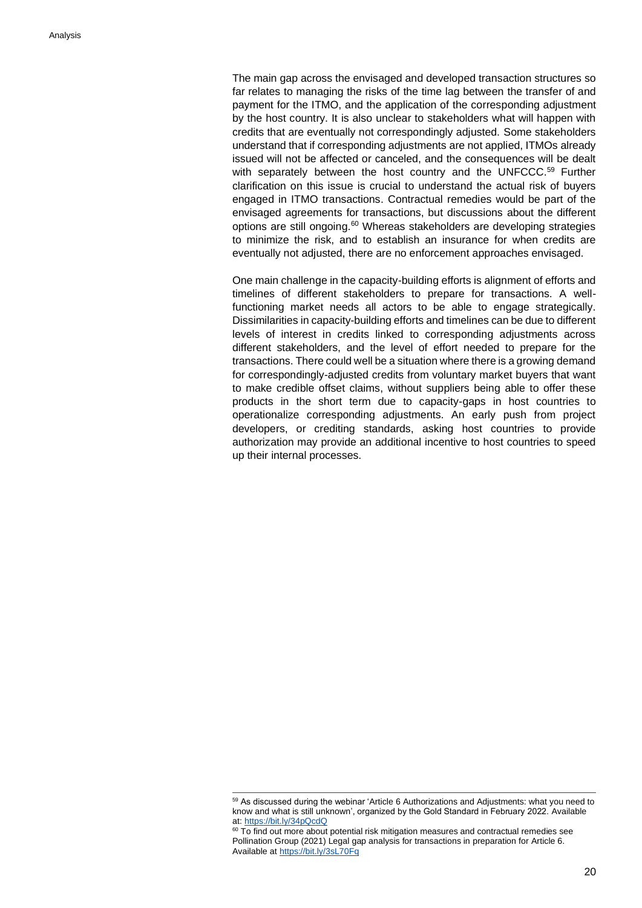The main gap across the envisaged and developed transaction structures so far relates to managing the risks of the time lag between the transfer of and payment for the ITMO, and the application of the corresponding adjustment by the host country. It is also unclear to stakeholders what will happen with credits that are eventually not correspondingly adjusted. Some stakeholders understand that if corresponding adjustments are not applied, ITMOs already issued will not be affected or canceled, and the consequences will be dealt with separately between the host country and the UNFCCC.[59] Further clarification on this issue is crucial to understand the actual risk of buyers engaged in ITMO transactions. Contractual remedies would be part of the envisaged agreements for transactions, but discussions about the different options are still ongoing.[60] Whereas stakeholders are developing strategies to minimize the risk, and to establish an insurance for when credits are eventually not adjusted, there are no enforcement approaches envisaged.

One main challenge in the capacity-building efforts is alignment of efforts and timelines of different stakeholders to prepare for transactions. A well-functioning market needs all actors to be able to engage strategically. Dissimilarities in capacity-building efforts and timelines can be due to different levels of interest in credits linked to corresponding adjustments across different stakeholders, and the level of effort needed to prepare for the transactions. There could well be a situation where there is a growing demand for correspondingly-adjusted credits from voluntary market buyers that want to make credible offset claims, without suppliers being able to offer these products in the short term due to capacity-gaps in host countries to operationalize corresponding adjustments. An early push from project developers, or crediting standards, asking host countries to provide authorization may provide an additional incentive to host countries to speed up their internal processes.

---

[59] As discussed during the webinar 'Article 6 Authorizations and Adjustments: what you need to know and what is still unknown', organized by the Gold Standard in February 2022. Available at: https://bit.ly/34pQcdQ

[60] To find out more about potential risk mitigation measures and contractual remedies see Pollination Group (2021) Legal gap analysis for transactions in preparation for Article 6. Available at https://bit.ly/3sL70Fq